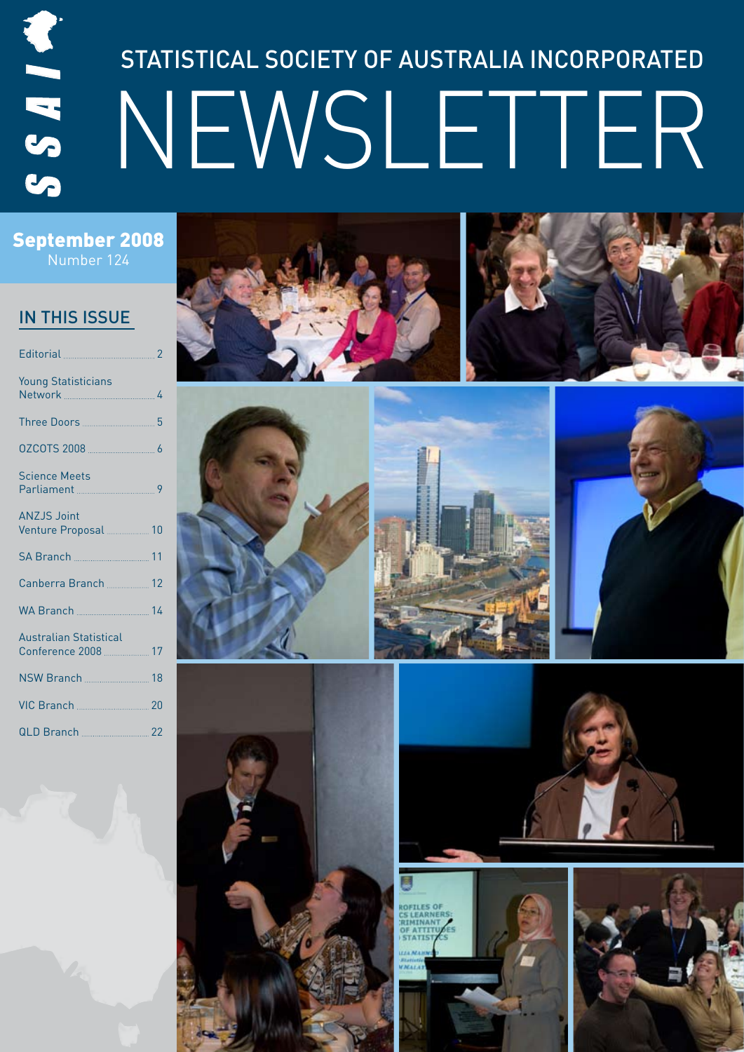SSAI

# STATISTICAL SOCIETY OF AUSTRALIA INCORPORATED

# NEWSLETTER

**September 2008**
Number 124

## IN THIS ISSUE

- Editorial ... 2
- Young Statisticians Network ... 4
- Three Doors ... 5
- OZCOTS 2008 ... 6
- Science Meets Parliament ... 9
- ANZJS Joint Venture Proposal ... 10
- SA Branch ... 11
- Canberra Branch ... 12
- WA Branch ... 14
- Australian Statistical Conference 2008 ... 17
- NSW Branch ... 18
- VIC Branch ... 20
- QLD Branch ... 22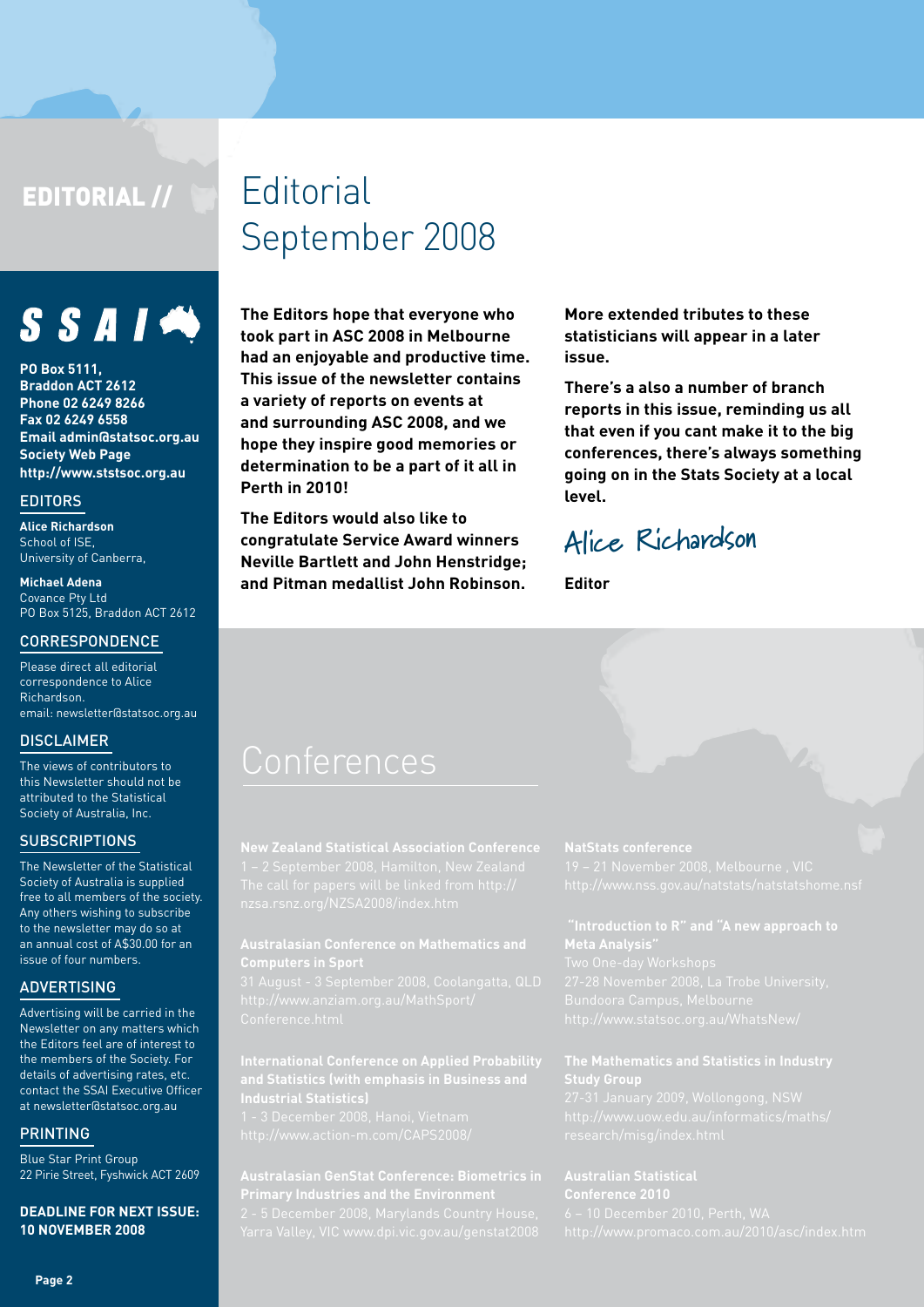EDITORIAL //

# Editorial September 2008

**The Editors hope that everyone who took part in ASC 2008 in Melbourne had an enjoyable and productive time. This issue of the newsletter contains a variety of reports on events at and surrounding ASC 2008, and we hope they inspire good memories or determination to be a part of it all in Perth in 2010!**

**The Editors would also like to congratulate Service Award winners Neville Bartlett and John Henstridge; and Pitman medallist John Robinson. More extended tributes to these statisticians will appear in a later issue.**

**There's a also a number of branch reports in this issue, reminding us all that even if you cant make it to the big conferences, there's always something going on in the Stats Society at a local level.**

Alice Richardson

**Editor**

SSAI

**PO Box 5111,**
**Braddon ACT 2612**
**Phone 02 6249 8266**
**Fax 02 6249 6558**
**Email admin@statsoc.org.au**
**Society Web Page**
**http://www.ststsoc.org.au**

## EDITORS

**Alice Richardson**
School of ISE,
University of Canberra,

**Michael Adena**
Covance Pty Ltd
PO Box 5125, Braddon ACT 2612

## CORRESPONDENCE

Please direct all editorial correspondence to Alice Richardson.
email: newsletter@statsoc.org.au

## DISCLAIMER

The views of contributors to this Newsletter should not be attributed to the Statistical Society of Australia, Inc.

## SUBSCRIPTIONS

The Newsletter of the Statistical Society of Australia is supplied free to all members of the society. Any others wishing to subscribe to the newsletter may do so at an annual cost of A$30.00 for an issue of four numbers.

## ADVERTISING

Advertising will be carried in the Newsletter on any matters which the Editors feel are of interest to the members of the Society. For details of advertising rates, etc. contact the SSAI Executive Officer at newsletter@statsoc.org.au

## PRINTING

Blue Star Print Group
22 Pirie Street, Fyshwick ACT 2609

**DEADLINE FOR NEXT ISSUE: 10 NOVEMBER 2008**

# Conferences

**New Zealand Statistical Association Conference**
1 – 2 September 2008, Hamilton, New Zealand
The call for papers will be linked from http://nzsa.rsnz.org/NZSA2008/index.htm

**Australasian Conference on Mathematics and Computers in Sport**
31 August - 3 September 2008, Coolangatta, QLD
http://www.anziam.org.au/MathSport/Conference.html

**International Conference on Applied Probability and Statistics (with emphasis in Business and Industrial Statistics)**
1 - 3 December 2008, Hanoi, Vietnam
http://www.action-m.com/CAPS2008/

**Australasian GenStat Conference: Biometrics in Primary Industries and the Environment**
2 - 5 December 2008, Marylands Country House, Yarra Valley, VIC www.dpi.vic.gov.au/genstat2008

**NatStats conference**
19 – 21 November 2008, Melbourne , VIC
http://www.nss.gov.au/natstats/natstatshome.nsf

**"Introduction to R" and "A new approach to Meta Analysis"**
Two One-day Workshops
27-28 November 2008, La Trobe University, Bundoora Campus, Melbourne
http://www.statsoc.org.au/WhatsNew/

**The Mathematics and Statistics in Industry Study Group**
27-31 January 2009, Wollongong, NSW
http://www.uow.edu.au/informatics/maths/research/misg/index.html

**Australian Statistical Conference 2010**
6 – 10 December 2010, Perth, WA
http://www.promaco.com.au/2010/asc/index.htm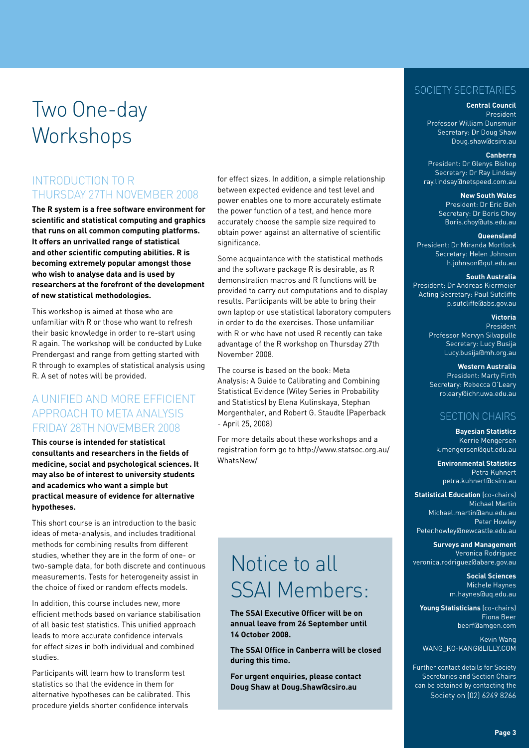# Two One-day Workshops

## INTRODUCTION TO R THURSDAY 27TH NOVEMBER 2008

**The R system is a free software environment for scientific and statistical computing and graphics that runs on all common computing platforms. It offers an unrivalled range of statistical and other scientific computing abilities. R is becoming extremely popular amongst those who wish to analyse data and is used by researchers at the forefront of the development of new statistical methodologies.**

This workshop is aimed at those who are unfamiliar with R or those who want to refresh their basic knowledge in order to re-start using R again. The workshop will be conducted by Luke Prendergast and range from getting started with R through to examples of statistical analysis using R. A set of notes will be provided.

## A UNIFIED AND MORE EFFICIENT APPROACH TO META ANALYSIS FRIDAY 28TH NOVEMBER 2008

**This course is intended for statistical consultants and researchers in the fields of medicine, social and psychological sciences. It may also be of interest to university students and academics who want a simple but practical measure of evidence for alternative hypotheses.**

This short course is an introduction to the basic ideas of meta-analysis, and includes traditional methods for combining results from different studies, whether they are in the form of one- or two-sample data, for both discrete and continuous measurements. Tests for heterogeneity assist in the choice of fixed or random effects models.

In addition, this course includes new, more efficient methods based on variance stabilisation of all basic test statistics. This unified approach leads to more accurate confidence intervals for effect sizes in both individual and combined studies.

Participants will learn how to transform test statistics so that the evidence in them for alternative hypotheses can be calibrated. This procedure yields shorter confidence intervals for effect sizes. In addition, a simple relationship between expected evidence and test level and power enables one to more accurately estimate the power function of a test, and hence more accurately choose the sample size required to obtain power against an alternative of scientific significance.

Some acquaintance with the statistical methods and the software package R is desirable, as R demonstration macros and R functions will be provided to carry out computations and to display results. Participants will be able to bring their own laptop or use statistical laboratory computers in order to do the exercises. Those unfamiliar with R or who have not used R recently can take advantage of the R workshop on Thursday 27th November 2008.

The course is based on the book: Meta Analysis: A Guide to Calibrating and Combining Statistical Evidence (Wiley Series in Probability and Statistics) by Elena Kulinskaya, Stephan Morgenthaler, and Robert G. Staudte (Paperback - April 25, 2008)

For more details about these workshops and a registration form go to http://www.statsoc.org.au/WhatsNew/

# Notice to all SSAI Members:

**The SSAI Executive Officer will be on annual leave from 26 September until 14 October 2008.**

**The SSAI Office in Canberra will be closed during this time.**

**For urgent enquiries, please contact Doug Shaw at Doug.Shaw@csiro.au**

## SOCIETY SECRETARIES

**Central Council**
President
Professor William Dunsmuir
Secretary: Dr Doug Shaw
Doug.shaw@csiro.au

**Canberra**
President: Dr Glenys Bishop
Secretary: Dr Ray Lindsay
ray.lindsay@netspeed.com.au

**New South Wales**
President: Dr Eric Beh
Secretary: Dr Boris Choy
Boris.choy@uts.edu.au

**Queensland**
President: Dr Miranda Mortlock
Secretary: Helen Johnson
h.johnson@qut.edu.au

**South Australia**
President: Dr Andreas Kiermeier
Acting Secretary: Paul Sutcliffe
p.sutcliffe@abs.gov.au

**Victoria**
President
Professor Mervyn Silvapulle
Secretary: Lucy Busija
Lucy.busija@mh.org.au

**Western Australia**
President: Marty Firth
Secretary: Rebecca O'Leary
roleary@ichr.uwa.edu.au

## SECTION CHAIRS

**Bayesian Statistics**
Kerrie Mengersen
k.mengersen@qut.edu.au

**Environmental Statistics**
Petra Kuhnert
petra.kuhnert@csiro.au

**Statistical Education** (co-chairs)
Michael Martin
Michael.martin@anu.edu.au
Peter Howley
Peter.howley@newcastle.edu.au

**Surveys and Management**
Veronica Rodriguez
veronica.rodriguez@abare.gov.au

**Social Sciences**
Michele Haynes
m.haynes@uq.edu.au

**Young Statisticians** (co-chairs)
Fiona Beer
beerf@amgen.com

Kevin Wang
WANG_KO-KANG@LILLY.COM

Further contact details for Society Secretaries and Section Chairs can be obtained by contacting the Society on (02) 6249 8266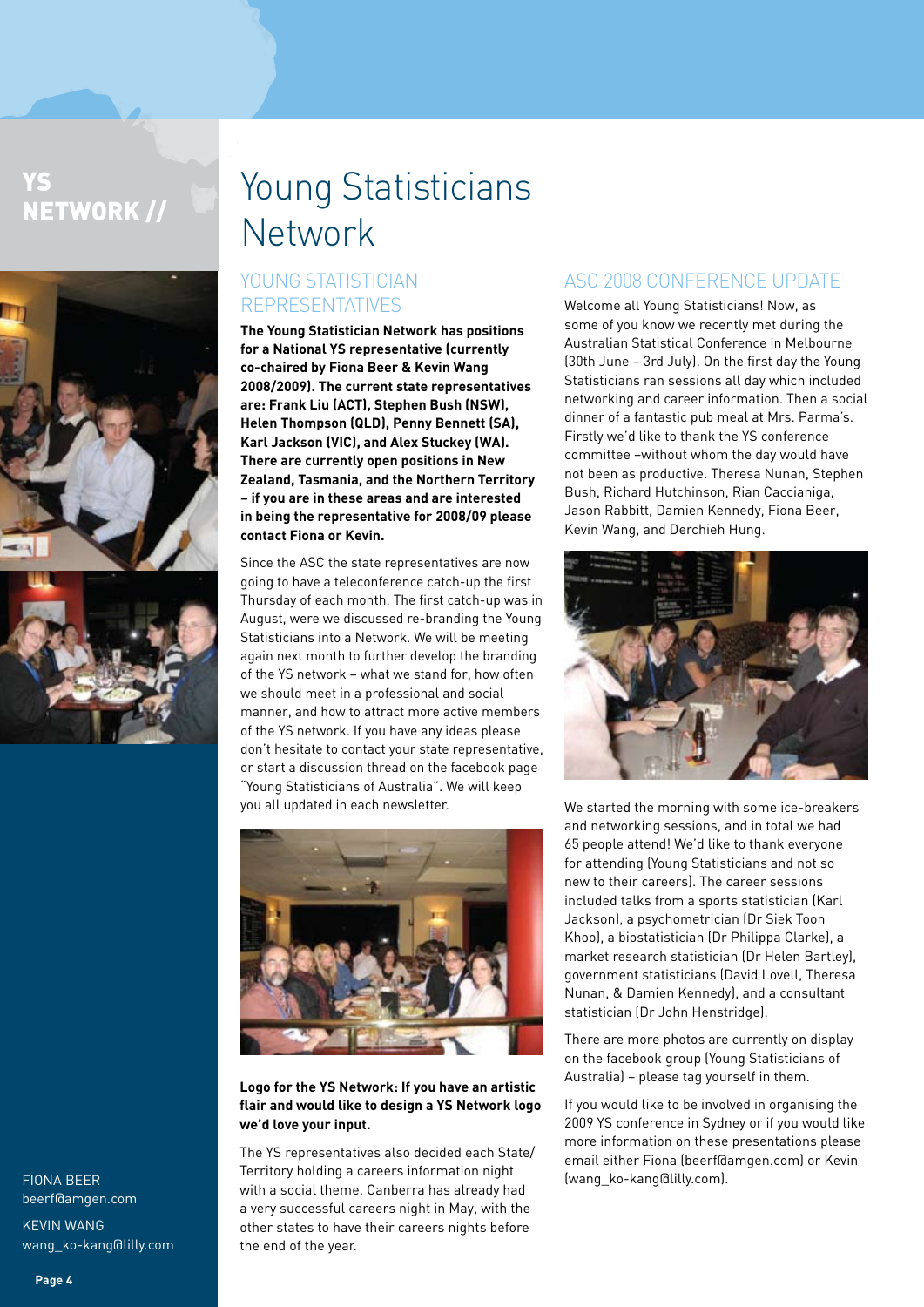YS NETWORK //

# Young Statisticians Network

## YOUNG STATISTICIAN REPRESENTATIVES

**The Young Statistician Network has positions for a National YS representative (currently co-chaired by Fiona Beer & Kevin Wang 2008/2009). The current state representatives are: Frank Liu (ACT), Stephen Bush (NSW), Helen Thompson (QLD), Penny Bennett (SA), Karl Jackson (VIC), and Alex Stuckey (WA). There are currently open positions in New Zealand, Tasmania, and the Northern Territory – if you are in these areas and are interested in being the representative for 2008/09 please contact Fiona or Kevin.**

Since the ASC the state representatives are now going to have a teleconference catch-up the first Thursday of each month. The first catch-up was in August, were we discussed re-branding the Young Statisticians into a Network. We will be meeting again next month to further develop the branding of the YS network – what we stand for, how often we should meet in a professional and social manner, and how to attract more active members of the YS network. If you have any ideas please don't hesitate to contact your state representative, or start a discussion thread on the facebook page "Young Statisticians of Australia". We will keep you all updated in each newsletter.

**Logo for the YS Network: If you have an artistic flair and would like to design a YS Network logo we'd love your input.**

The YS representatives also decided each State/ Territory holding a careers information night with a social theme. Canberra has already had a very successful careers night in May, with the other states to have their careers nights before the end of the year.

## ASC 2008 CONFERENCE UPDATE

Welcome all Young Statisticians! Now, as some of you know we recently met during the Australian Statistical Conference in Melbourne (30th June – 3rd July). On the first day the Young Statisticians ran sessions all day which included networking and career information. Then a social dinner of a fantastic pub meal at Mrs. Parma's. Firstly we'd like to thank the YS conference committee –without whom the day would have not been as productive. Theresa Nunan, Stephen Bush, Richard Hutchinson, Rian Caccianiga, Jason Rabbitt, Damien Kennedy, Fiona Beer, Kevin Wang, and Derchieh Hung.

We started the morning with some ice-breakers and networking sessions, and in total we had 65 people attend! We'd like to thank everyone for attending (Young Statisticians and not so new to their careers). The career sessions included talks from a sports statistician (Karl Jackson), a psychometrician (Dr Siek Toon Khoo), a biostatistician (Dr Philippa Clarke), a market research statistician (Dr Helen Bartley), government statisticians (David Lovell, Theresa Nunan, & Damien Kennedy), and a consultant statistician (Dr John Henstridge).

There are more photos are currently on display on the facebook group (Young Statisticians of Australia) – please tag yourself in them.

If you would like to be involved in organising the 2009 YS conference in Sydney or if you would like more information on these presentations please email either Fiona (beerf@amgen.com) or Kevin (wang_ko-kang@lilly.com).

FIONA BEER
beerf@amgen.com

KEVIN WANG
wang_ko-kang@lilly.com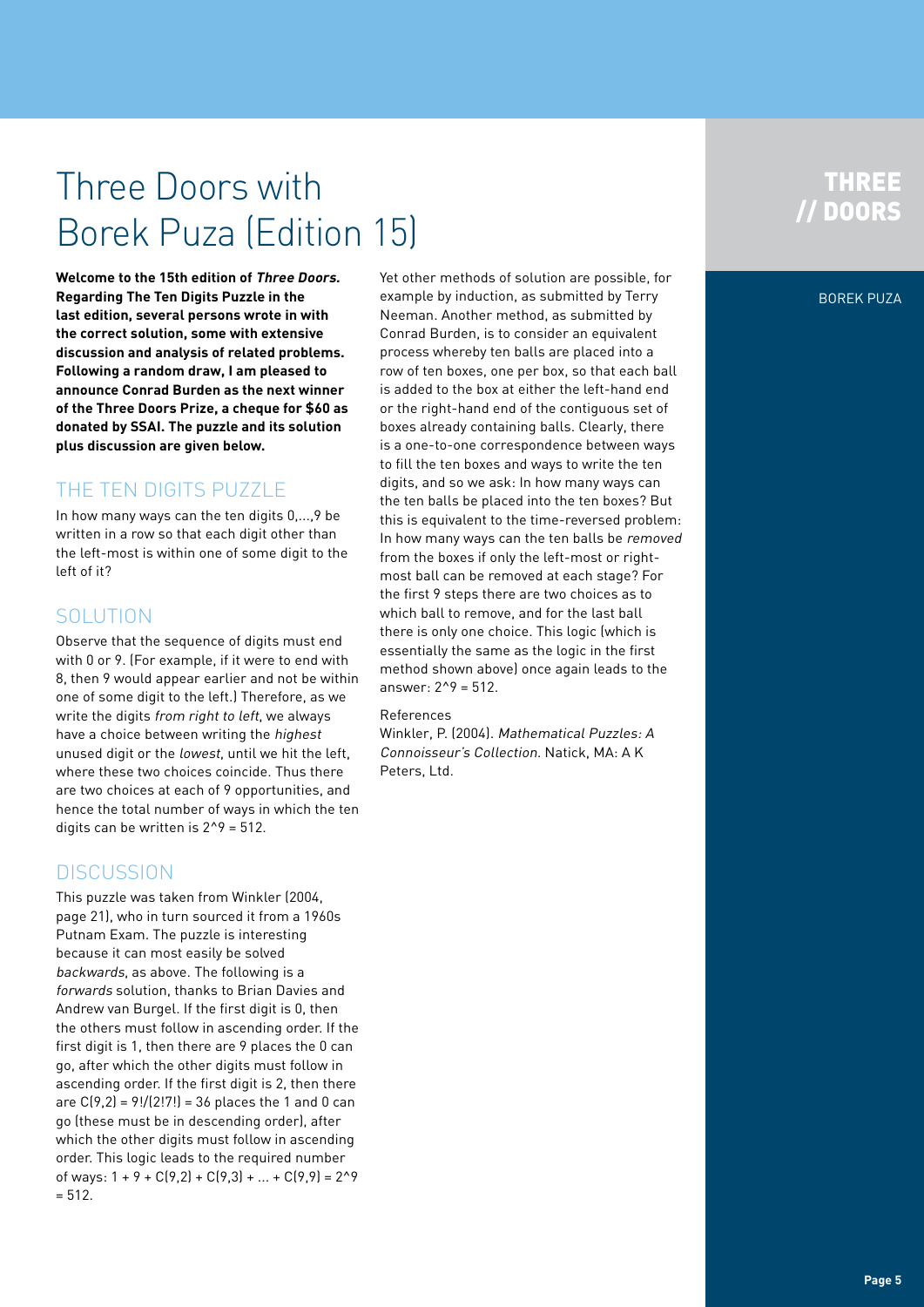# Three Doors with Borek Puza (Edition 15)

**Welcome to the 15th edition of *Three Doors.* Regarding The Ten Digits Puzzle in the last edition, several persons wrote in with the correct solution, some with extensive discussion and analysis of related problems. Following a random draw, I am pleased to announce Conrad Burden as the next winner of the Three Doors Prize, a cheque for $60 as donated by SSAI. The puzzle and its solution plus discussion are given below.**

## THE TEN DIGITS PUZZLE

In how many ways can the ten digits 0,...,9 be written in a row so that each digit other than the left-most is within one of some digit to the left of it?

## SOLUTION

Observe that the sequence of digits must end with 0 or 9. (For example, if it were to end with 8, then 9 would appear earlier and not be within one of some digit to the left.) Therefore, as we write the digits *from right to left*, we always have a choice between writing the *highest* unused digit or the *lowest*, until we hit the left, where these two choices coincide. Thus there are two choices at each of 9 opportunities, and hence the total number of ways in which the ten digits can be written is $2^9 = 512$.

## DISCUSSION

This puzzle was taken from Winkler (2004, page 21), who in turn sourced it from a 1960s Putnam Exam. The puzzle is interesting because it can most easily be solved *backwards*, as above. The following is a *forwards* solution, thanks to Brian Davies and Andrew van Burgel. If the first digit is 0, then the others must follow in ascending order. If the first digit is 1, then there are 9 places the 0 can go, after which the other digits must follow in ascending order. If the first digit is 2, then there are $C(9,2) = 9!/(2!7!) = 36$ places the 1 and 0 can go (these must be in descending order), after which the other digits must follow in ascending order. This logic leads to the required number of ways: $1 + 9 + C(9,2) + C(9,3) + ... + C(9,9) = 2^9 = 512$.

Yet other methods of solution are possible, for example by induction, as submitted by Terry Neeman. Another method, as submitted by Conrad Burden, is to consider an equivalent process whereby ten balls are placed into a row of ten boxes, one per box, so that each ball is added to the box at either the left-hand end or the right-hand end of the contiguous set of boxes already containing balls. Clearly, there is a one-to-one correspondence between ways to fill the ten boxes and ways to write the ten digits, and so we ask: In how many ways can the ten balls be placed into the ten boxes? But this is equivalent to the time-reversed problem: In how many ways can the ten balls be *removed* from the boxes if only the left-most or right-most ball can be removed at each stage? For the first 9 steps there are two choices as to which ball to remove, and for the last ball there is only one choice. This logic (which is essentially the same as the logic in the first method shown above) once again leads to the answer: $2^9 = 512$.

References

Winkler, P. (2004). *Mathematical Puzzles: A Connoisseur's Collection*. Natick, MA: A K Peters, Ltd.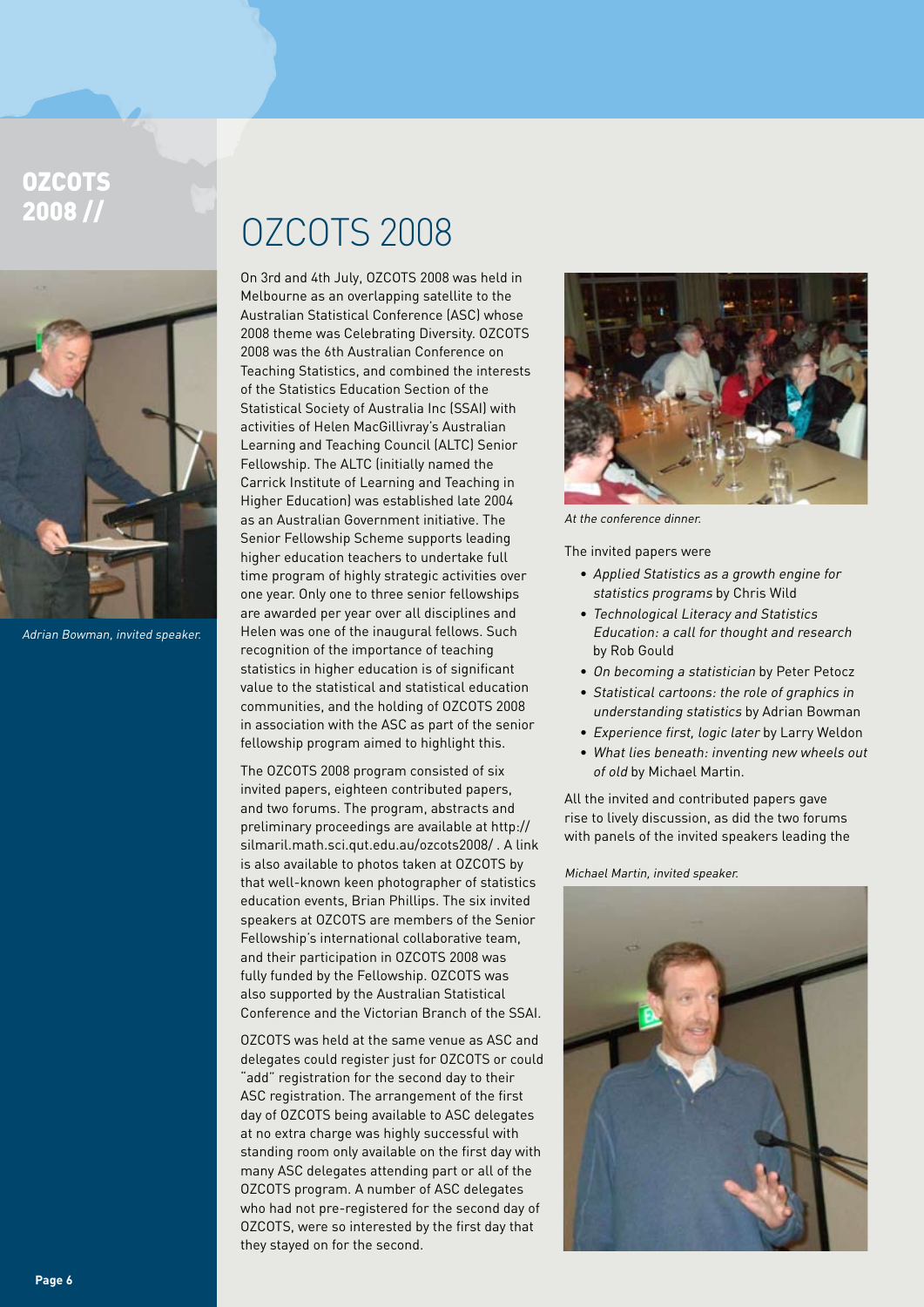# OZCOTS 2008

On 3rd and 4th July, OZCOTS 2008 was held in Melbourne as an overlapping satellite to the Australian Statistical Conference (ASC) whose 2008 theme was Celebrating Diversity. OZCOTS 2008 was the 6th Australian Conference on Teaching Statistics, and combined the interests of the Statistics Education Section of the Statistical Society of Australia Inc (SSAI) with activities of Helen MacGillivray's Australian Learning and Teaching Council (ALTC) Senior Fellowship. The ALTC (initially named the Carrick Institute of Learning and Teaching in Higher Education) was established late 2004 as an Australian Government initiative. The Senior Fellowship Scheme supports leading higher education teachers to undertake full time program of highly strategic activities over one year. Only one to three senior fellowships are awarded per year over all disciplines and Helen was one of the inaugural fellows. Such recognition of the importance of teaching statistics in higher education is of significant value to the statistical and statistical education communities, and the holding of OZCOTS 2008 in association with the ASC as part of the senior fellowship program aimed to highlight this.

The OZCOTS 2008 program consisted of six invited papers, eighteen contributed papers, and two forums. The program, abstracts and preliminary proceedings are available at http://silmaril.math.sci.qut.edu.au/ozcots2008/ . A link is also available to photos taken at OZCOTS by that well-known keen photographer of statistics education events, Brian Phillips. The six invited speakers at OZCOTS are members of the Senior Fellowship's international collaborative team, and their participation in OZCOTS 2008 was fully funded by the Fellowship. OZCOTS was also supported by the Australian Statistical Conference and the Victorian Branch of the SSAI.

OZCOTS was held at the same venue as ASC and delegates could register just for OZCOTS or could "add" registration for the second day to their ASC registration. The arrangement of the first day of OZCOTS being available to ASC delegates at no extra charge was highly successful with standing room only available on the first day with many ASC delegates attending part or all of the OZCOTS program. A number of ASC delegates who had not pre-registered for the second day of OZCOTS, were so interested by the first day that they stayed on for the second.

*Adrian Bowman, invited speaker.*

*At the conference dinner.*

The invited papers were

- *Applied Statistics as a growth engine for statistics programs* by Chris Wild
- *Technological Literacy and Statistics Education: a call for thought and research* by Rob Gould
- *On becoming a statistician* by Peter Petocz
- *Statistical cartoons: the role of graphics in understanding statistics* by Adrian Bowman
- *Experience first, logic later* by Larry Weldon
- *What lies beneath: inventing new wheels out of old* by Michael Martin.

All the invited and contributed papers gave rise to lively discussion, as did the two forums with panels of the invited speakers leading the

*Michael Martin, invited speaker.*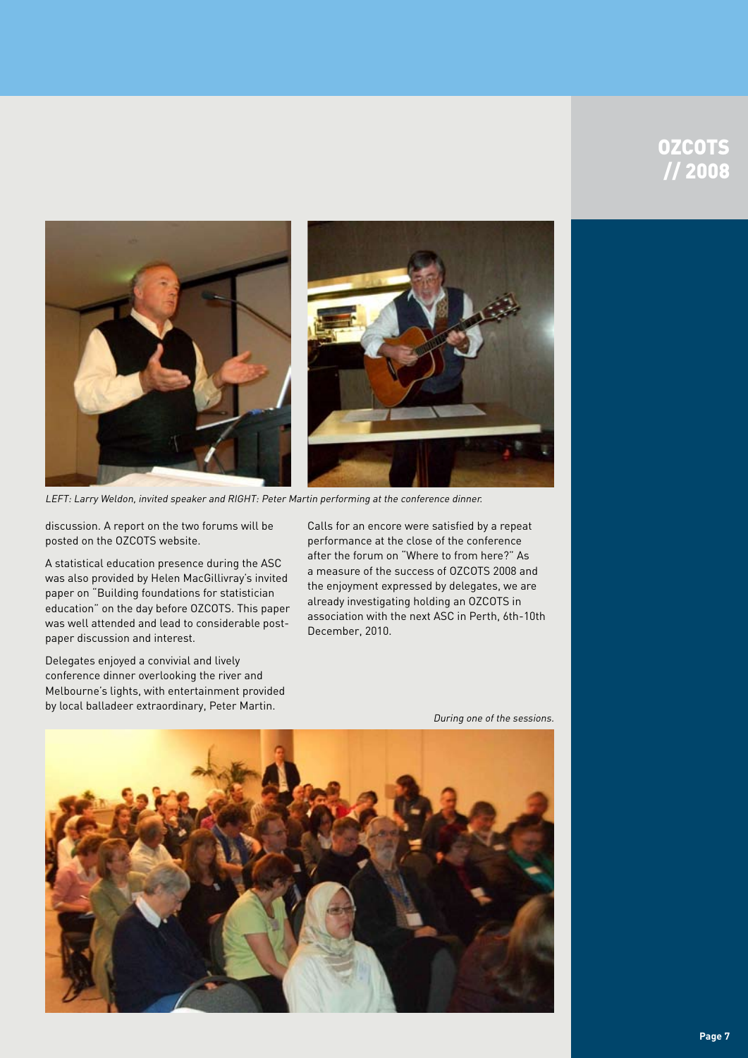LEFT: Larry Weldon, invited speaker and RIGHT: Peter Martin performing at the conference dinner.

discussion. A report on the two forums will be posted on the OZCOTS website.

A statistical education presence during the ASC was also provided by Helen MacGillivray's invited paper on "Building foundations for statistician education" on the day before OZCOTS. This paper was well attended and lead to considerable post-paper discussion and interest.

Delegates enjoyed a convivial and lively conference dinner overlooking the river and Melbourne's lights, with entertainment provided by local balladeer extraordinary, Peter Martin.

Calls for an encore were satisfied by a repeat performance at the close of the conference after the forum on "Where to from here?" As a measure of the success of OZCOTS 2008 and the enjoyment expressed by delegates, we are already investigating holding an OZCOTS in association with the next ASC in Perth, 6th-10th December, 2010.

During one of the sessions.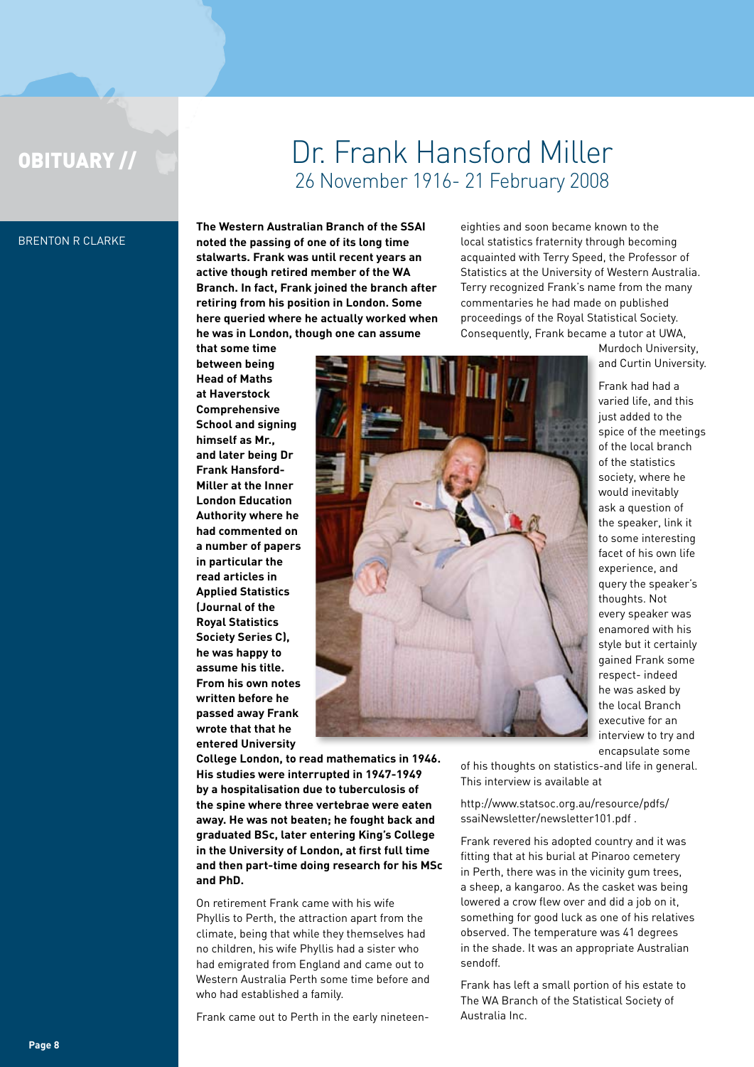OBITUARY //

BRENTON R CLARKE

# Dr. Frank Hansford Miller

## 26 November 1916- 21 February 2008

**The Western Australian Branch of the SSAI noted the passing of one of its long time stalwarts. Frank was until recent years an active though retired member of the WA Branch. In fact, Frank joined the branch after retiring from his position in London. Some here queried where he actually worked when he was in London, though one can assume that some time between being Head of Maths at Haverstock Comprehensive School and signing himself as Mr., and later being Dr Frank Hansford-Miller at the Inner London Education Authority where he had commented on a number of papers in particular the read articles in Applied Statistics (Journal of the Royal Statistics Society Series C), he was happy to assume his title. From his own notes written before he passed away Frank wrote that that he entered University College London, to read mathematics in 1946. His studies were interrupted in 1947-1949 by a hospitalisation due to tuberculosis of the spine where three vertebrae were eaten away. He was not beaten; he fought back and graduated BSc, later entering King's College in the University of London, at first full time and then part-time doing research for his MSc and PhD.**

On retirement Frank came with his wife Phyllis to Perth, the attraction apart from the climate, being that while they themselves had no children, his wife Phyllis had a sister who had emigrated from England and came out to Western Australia Perth some time before and who had established a family.

Frank came out to Perth in the early nineteen-eighties and soon became known to the local statistics fraternity through becoming acquainted with Terry Speed, the Professor of Statistics at the University of Western Australia. Terry recognized Frank's name from the many commentaries he had made on published proceedings of the Royal Statistical Society. Consequently, Frank became a tutor at UWA, Murdoch University, and Curtin University.

Frank had had a varied life, and this just added to the spice of the meetings of the local branch of the statistics society, where he would inevitably ask a question of the speaker, link it to some interesting facet of his own life experience, and query the speaker's thoughts. Not every speaker was enamored with his style but it certainly gained Frank some respect- indeed he was asked by the local Branch executive for an interview to try and encapsulate some of his thoughts on statistics-and life in general. This interview is available at

http://www.statsoc.org.au/resource/pdfs/ssaiNewsletter/newsletter101.pdf .

Frank revered his adopted country and it was fitting that at his burial at Pinaroo cemetery in Perth, there was in the vicinity gum trees, a sheep, a kangaroo. As the casket was being lowered a crow flew over and did a job on it, something for good luck as one of his relatives observed. The temperature was 41 degrees in the shade. It was an appropriate Australian sendoff.

Frank has left a small portion of his estate to The WA Branch of the Statistical Society of Australia Inc.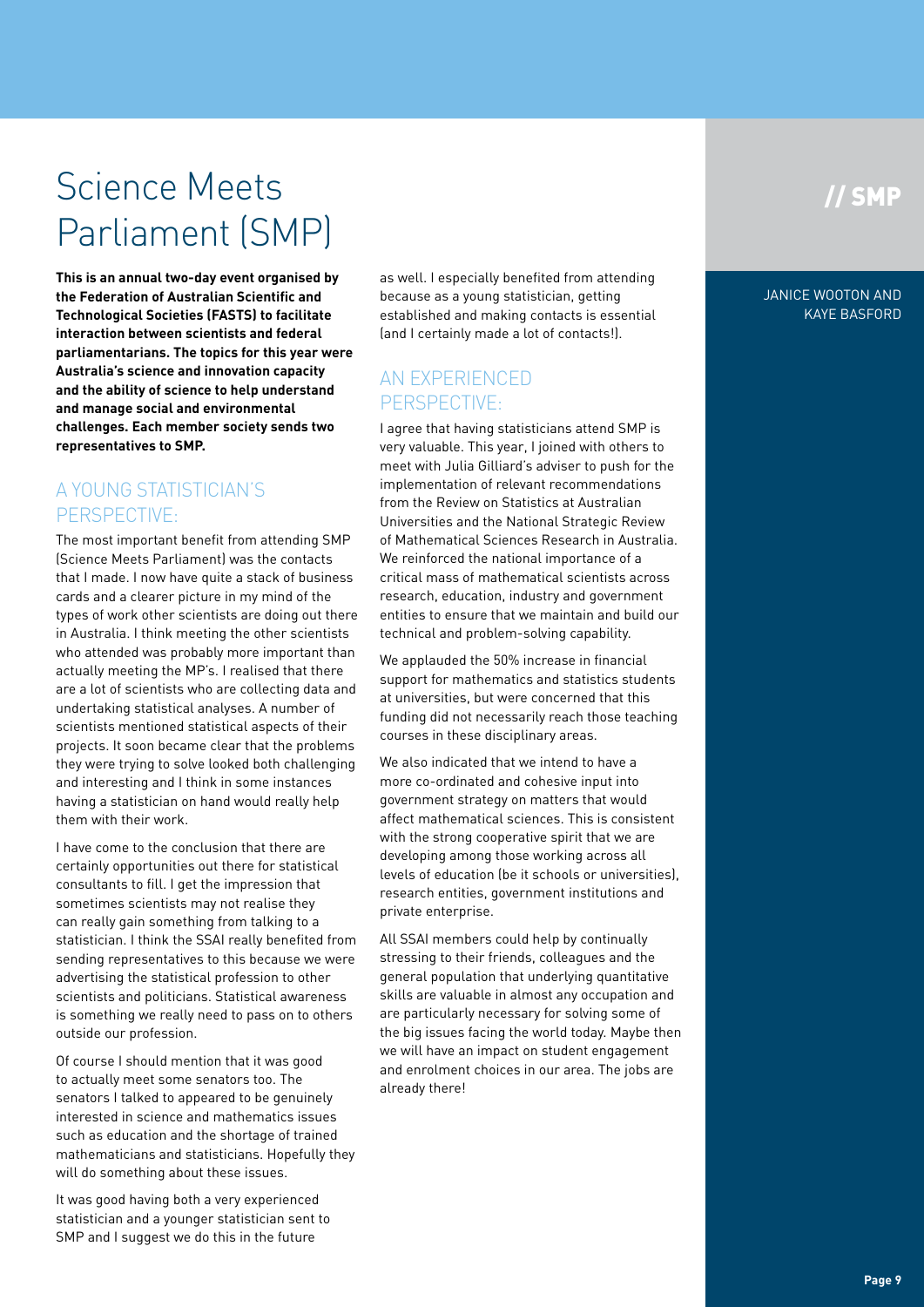// SMP

JANICE WOOTON AND KAYE BASFORD

# Science Meets Parliament (SMP)

**This is an annual two-day event organised by the Federation of Australian Scientific and Technological Societies (FASTS) to facilitate interaction between scientists and federal parliamentarians. The topics for this year were Australia's science and innovation capacity and the ability of science to help understand and manage social and environmental challenges. Each member society sends two representatives to SMP.**

## A YOUNG STATISTICIAN'S PERSPECTIVE:

The most important benefit from attending SMP (Science Meets Parliament) was the contacts that I made. I now have quite a stack of business cards and a clearer picture in my mind of the types of work other scientists are doing out there in Australia. I think meeting the other scientists who attended was probably more important than actually meeting the MP's. I realised that there are a lot of scientists who are collecting data and undertaking statistical analyses. A number of scientists mentioned statistical aspects of their projects. It soon became clear that the problems they were trying to solve looked both challenging and interesting and I think in some instances having a statistician on hand would really help them with their work.

I have come to the conclusion that there are certainly opportunities out there for statistical consultants to fill. I get the impression that sometimes scientists may not realise they can really gain something from talking to a statistician. I think the SSAI really benefited from sending representatives to this because we were advertising the statistical profession to other scientists and politicians. Statistical awareness is something we really need to pass on to others outside our profession.

Of course I should mention that it was good to actually meet some senators too. The senators I talked to appeared to be genuinely interested in science and mathematics issues such as education and the shortage of trained mathematicians and statisticians. Hopefully they will do something about these issues.

It was good having both a very experienced statistician and a younger statistician sent to SMP and I suggest we do this in the future as well. I especially benefited from attending because as a young statistician, getting established and making contacts is essential (and I certainly made a lot of contacts!).

## AN EXPERIENCED PERSPECTIVE:

I agree that having statisticians attend SMP is very valuable. This year, I joined with others to meet with Julia Gilliard's adviser to push for the implementation of relevant recommendations from the Review on Statistics at Australian Universities and the National Strategic Review of Mathematical Sciences Research in Australia. We reinforced the national importance of a critical mass of mathematical scientists across research, education, industry and government entities to ensure that we maintain and build our technical and problem-solving capability.

We applauded the 50% increase in financial support for mathematics and statistics students at universities, but were concerned that this funding did not necessarily reach those teaching courses in these disciplinary areas.

We also indicated that we intend to have a more co-ordinated and cohesive input into government strategy on matters that would affect mathematical sciences. This is consistent with the strong cooperative spirit that we are developing among those working across all levels of education (be it schools or universities), research entities, government institutions and private enterprise.

All SSAI members could help by continually stressing to their friends, colleagues and the general population that underlying quantitative skills are valuable in almost any occupation and are particularly necessary for solving some of the big issues facing the world today. Maybe then we will have an impact on student engagement and enrolment choices in our area. The jobs are already there!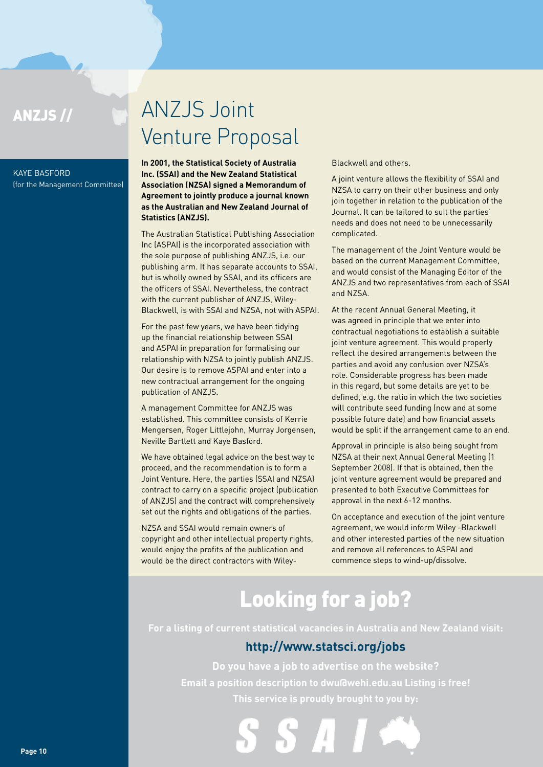ANZJS //

# ANZJS Joint Venture Proposal

KAYE BASFORD
(for the Management Committee)

**In 2001, the Statistical Society of Australia Inc. (SSAI) and the New Zealand Statistical Association (NZSA) signed a Memorandum of Agreement to jointly produce a journal known as the Australian and New Zealand Journal of Statistics (ANZJS).**

The Australian Statistical Publishing Association Inc (ASPAI) is the incorporated association with the sole purpose of publishing ANZJS, i.e. our publishing arm. It has separate accounts to SSAI, but is wholly owned by SSAI, and its officers are the officers of SSAI. Nevertheless, the contract with the current publisher of ANZJS, Wiley-Blackwell, is with SSAI and NZSA, not with ASPAI.

For the past few years, we have been tidying up the financial relationship between SSAI and ASPAI in preparation for formalising our relationship with NZSA to jointly publish ANZJS. Our desire is to remove ASPAI and enter into a new contractual arrangement for the ongoing publication of ANZJS.

A management Committee for ANZJS was established. This committee consists of Kerrie Mengersen, Roger Littlejohn, Murray Jorgensen, Neville Bartlett and Kaye Basford.

We have obtained legal advice on the best way to proceed, and the recommendation is to form a Joint Venture. Here, the parties (SSAI and NZSA) contract to carry on a specific project (publication of ANZJS) and the contract will comprehensively set out the rights and obligations of the parties.

NZSA and SSAI would remain owners of copyright and other intellectual property rights, would enjoy the profits of the publication and would be the direct contractors with Wiley-Blackwell and others.

A joint venture allows the flexibility of SSAI and NZSA to carry on their other business and only join together in relation to the publication of the Journal. It can be tailored to suit the parties' needs and does not need to be unnecessarily complicated.

The management of the Joint Venture would be based on the current Management Committee, and would consist of the Managing Editor of the ANZJS and two representatives from each of SSAI and NZSA.

At the recent Annual General Meeting, it was agreed in principle that we enter into contractual negotiations to establish a suitable joint venture agreement. This would properly reflect the desired arrangements between the parties and avoid any confusion over NZSA's role. Considerable progress has been made in this regard, but some details are yet to be defined, e.g. the ratio in which the two societies will contribute seed funding (now and at some possible future date) and how financial assets would be split if the arrangement came to an end.

Approval in principle is also being sought from NZSA at their next Annual General Meeting (1 September 2008). If that is obtained, then the joint venture agreement would be prepared and presented to both Executive Committees for approval in the next 6-12 months.

On acceptance and execution of the joint venture agreement, we would inform Wiley -Blackwell and other interested parties of the new situation and remove all references to ASPAI and commence steps to wind-up/dissolve.

## Looking for a job?

**For a listing of current statistical vacancies in Australia and New Zealand visit:**

**http://www.statsci.org/jobs**

**Do you have a job to advertise on the website?**
**Email a position description to dwu@wehi.edu.au Listing is free!**
**This service is proudly brought to you by:**

SSAI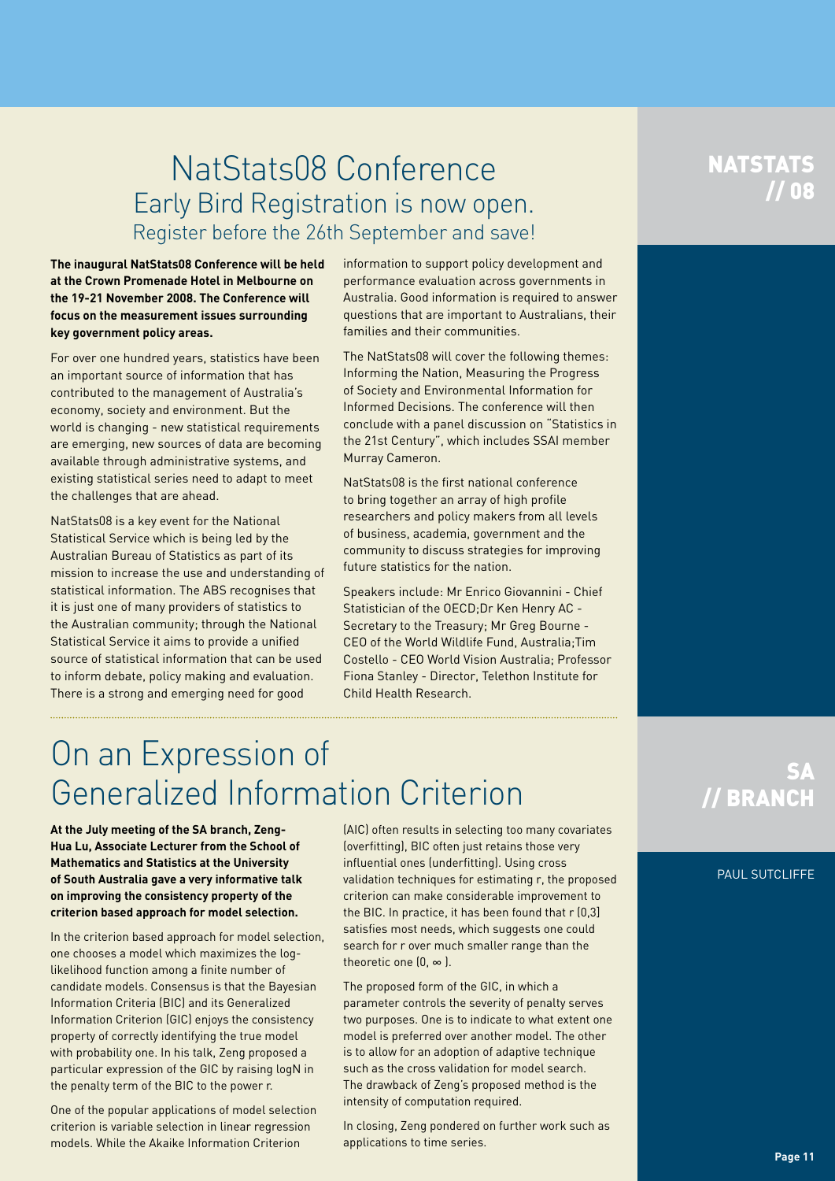# NatStats08 Conference

## Early Bird Registration is now open.

### Register before the 26th September and save!

**The inaugural NatStats08 Conference will be held at the Crown Promenade Hotel in Melbourne on the 19-21 November 2008. The Conference will focus on the measurement issues surrounding key government policy areas.**

For over one hundred years, statistics have been an important source of information that has contributed to the management of Australia's economy, society and environment. But the world is changing - new statistical requirements are emerging, new sources of data are becoming available through administrative systems, and existing statistical series need to adapt to meet the challenges that are ahead.

NatStats08 is a key event for the National Statistical Service which is being led by the Australian Bureau of Statistics as part of its mission to increase the use and understanding of statistical information. The ABS recognises that it is just one of many providers of statistics to the Australian community; through the National Statistical Service it aims to provide a unified source of statistical information that can be used to inform debate, policy making and evaluation. There is a strong and emerging need for good information to support policy development and performance evaluation across governments in Australia. Good information is required to answer questions that are important to Australians, their families and their communities.

The NatStats08 will cover the following themes: Informing the Nation, Measuring the Progress of Society and Environmental Information for Informed Decisions. The conference will then conclude with a panel discussion on "Statistics in the 21st Century", which includes SSAI member Murray Cameron.

NatStats08 is the first national conference to bring together an array of high profile researchers and policy makers from all levels of business, academia, government and the community to discuss strategies for improving future statistics for the nation.

Speakers include: Mr Enrico Giovannini - Chief Statistician of the OECD;Dr Ken Henry AC - Secretary to the Treasury; Mr Greg Bourne - CEO of the World Wildlife Fund, Australia;Tim Costello - CEO World Vision Australia; Professor Fiona Stanley - Director, Telethon Institute for Child Health Research.

# On an Expression of Generalized Information Criterion

PAUL SUTCLIFFE

**At the July meeting of the SA branch, Zeng-Hua Lu, Associate Lecturer from the School of Mathematics and Statistics at the University of South Australia gave a very informative talk on improving the consistency property of the criterion based approach for model selection.**

In the criterion based approach for model selection, one chooses a model which maximizes the log-likelihood function among a finite number of candidate models. Consensus is that the Bayesian Information Criteria (BIC) and its Generalized Information Criterion (GIC) enjoys the consistency property of correctly identifying the true model with probability one. In his talk, Zeng proposed a particular expression of the GIC by raising logN in the penalty term of the BIC to the power r.

One of the popular applications of model selection criterion is variable selection in linear regression models. While the Akaike Information Criterion (AIC) often results in selecting too many covariates (overfitting), BIC often just retains those very influential ones (underfitting). Using cross validation techniques for estimating r, the proposed criterion can make considerable improvement to the BIC. In practice, it has been found that r $(0,3]$ satisfies most needs, which suggests one could search for r over much smaller range than the theoretic one $(0, \infty)$.

The proposed form of the GIC, in which a parameter controls the severity of penalty serves two purposes. One is to indicate to what extent one model is preferred over another model. The other is to allow for an adoption of adaptive technique such as the cross validation for model search. The drawback of Zeng's proposed method is the intensity of computation required.

In closing, Zeng pondered on further work such as applications to time series.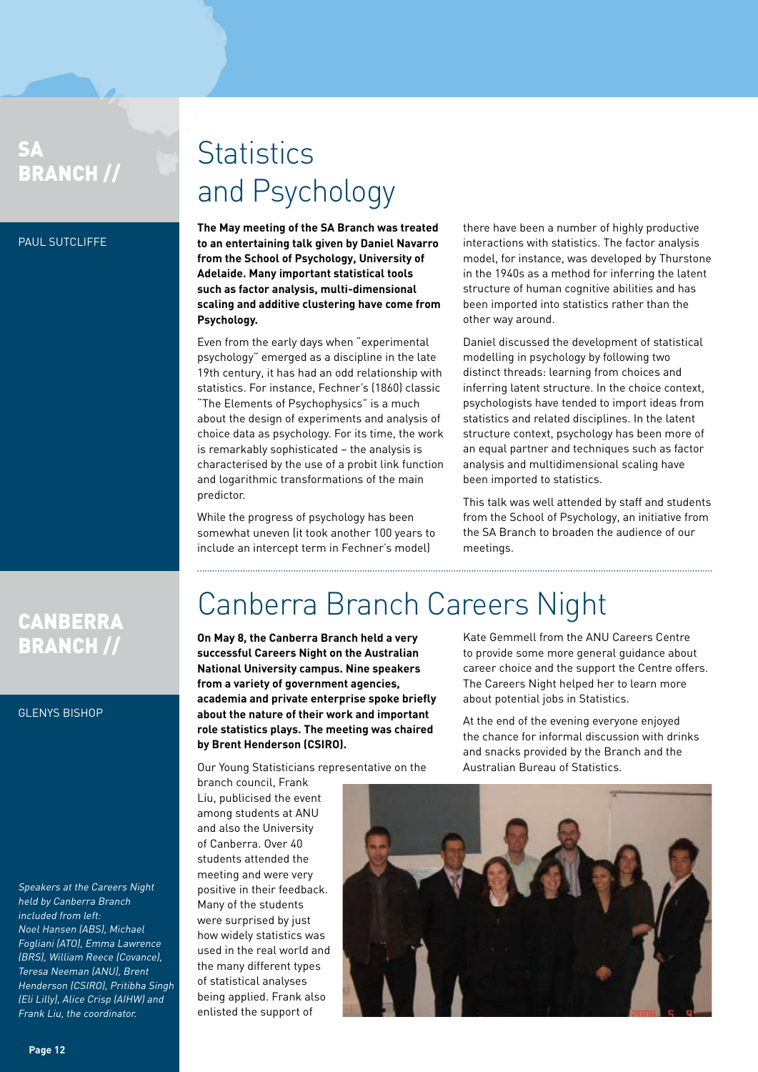## SA BRANCH //

PAUL SUTCLIFFE

# Statistics and Psychology

**The May meeting of the SA Branch was treated to an entertaining talk given by Daniel Navarro from the School of Psychology, University of Adelaide. Many important statistical tools such as factor analysis, multi-dimensional scaling and additive clustering have come from Psychology.**

Even from the early days when "experimental psychology" emerged as a discipline in the late 19th century, it has had an odd relationship with statistics. For instance, Fechner's (1860) classic "The Elements of Psychophysics" is a much about the design of experiments and analysis of choice data as psychology. For its time, the work is remarkably sophisticated – the analysis is characterised by the use of a probit link function and logarithmic transformations of the main predictor.

While the progress of psychology has been somewhat uneven (it took another 100 years to include an intercept term in Fechner's model) there have been a number of highly productive interactions with statistics. The factor analysis model, for instance, was developed by Thurstone in the 1940s as a method for inferring the latent structure of human cognitive abilities and has been imported into statistics rather than the other way around.

Daniel discussed the development of statistical modelling in psychology by following two distinct threads: learning from choices and inferring latent structure. In the choice context, psychologists have tended to import ideas from statistics and related disciplines. In the latent structure context, psychology has been more of an equal partner and techniques such as factor analysis and multidimensional scaling have been imported to statistics.

This talk was well attended by staff and students from the School of Psychology, an initiative from the SA Branch to broaden the audience of our meetings.

## CANBERRA BRANCH //

GLENYS BISHOP

# Canberra Branch Careers Night

**On May 8, the Canberra Branch held a very successful Careers Night on the Australian National University campus. Nine speakers from a variety of government agencies, academia and private enterprise spoke briefly about the nature of their work and important role statistics plays. The meeting was chaired by Brent Henderson (CSIRO).**

Our Young Statisticians representative on the branch council, Frank Liu, publicised the event among students at ANU and also the University of Canberra. Over 40 students attended the meeting and were very positive in their feedback. Many of the students were surprised by just how widely statistics was used in the real world and the many different types of statistical analyses being applied. Frank also enlisted the support of Kate Gemmell from the ANU Careers Centre to provide some more general guidance about career choice and the support the Centre offers. The Careers Night helped her to learn more about potential jobs in Statistics.

At the end of the evening everyone enjoyed the chance for informal discussion with drinks and snacks provided by the Branch and the Australian Bureau of Statistics.

*Speakers at the Careers Night held by Canberra Branch included from left: Noel Hansen (ABS), Michael Fogliani (ATO), Emma Lawrence (BRS), William Reece (Covance), Teresa Neeman (ANU), Brent Henderson (CSIRO), Pritibha Singh (Eli Lilly), Alice Crisp (AIHW) and Frank Liu, the coordinator.*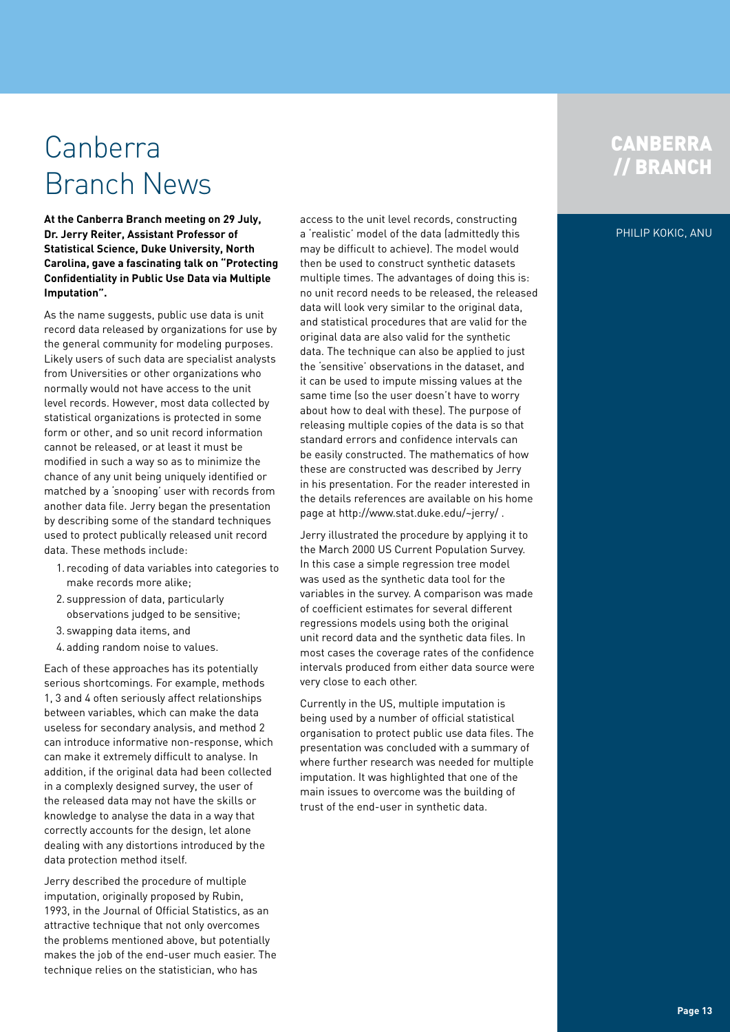# Canberra Branch News

PHILIP KOKIC, ANU

**At the Canberra Branch meeting on 29 July, Dr. Jerry Reiter, Assistant Professor of Statistical Science, Duke University, North Carolina, gave a fascinating talk on "Protecting Confidentiality in Public Use Data via Multiple Imputation".**

As the name suggests, public use data is unit record data released by organizations for use by the general community for modeling purposes. Likely users of such data are specialist analysts from Universities or other organizations who normally would not have access to the unit level records. However, most data collected by statistical organizations is protected in some form or other, and so unit record information cannot be released, or at least it must be modified in such a way so as to minimize the chance of any unit being uniquely identified or matched by a 'snooping' user with records from another data file. Jerry began the presentation by describing some of the standard techniques used to protect publically released unit record data. These methods include:

1. recoding of data variables into categories to make records more alike;
2. suppression of data, particularly observations judged to be sensitive;
3. swapping data items, and
4. adding random noise to values.

Each of these approaches has its potentially serious shortcomings. For example, methods 1, 3 and 4 often seriously affect relationships between variables, which can make the data useless for secondary analysis, and method 2 can introduce informative non-response, which can make it extremely difficult to analyse. In addition, if the original data had been collected in a complexly designed survey, the user of the released data may not have the skills or knowledge to analyse the data in a way that correctly accounts for the design, let alone dealing with any distortions introduced by the data protection method itself.

Jerry described the procedure of multiple imputation, originally proposed by Rubin, 1993, in the Journal of Official Statistics, as an attractive technique that not only overcomes the problems mentioned above, but potentially makes the job of the end-user much easier. The technique relies on the statistician, who has access to the unit level records, constructing a 'realistic' model of the data (admittedly this may be difficult to achieve). The model would then be used to construct synthetic datasets multiple times. The advantages of doing this is: no unit record needs to be released, the released data will look very similar to the original data, and statistical procedures that are valid for the original data are also valid for the synthetic data. The technique can also be applied to just the 'sensitive' observations in the dataset, and it can be used to impute missing values at the same time (so the user doesn't have to worry about how to deal with these). The purpose of releasing multiple copies of the data is so that standard errors and confidence intervals can be easily constructed. The mathematics of how these are constructed was described by Jerry in his presentation. For the reader interested in the details references are available on his home page at http://www.stat.duke.edu/~jerry/ .

Jerry illustrated the procedure by applying it to the March 2000 US Current Population Survey. In this case a simple regression tree model was used as the synthetic data tool for the variables in the survey. A comparison was made of coefficient estimates for several different regressions models using both the original unit record data and the synthetic data files. In most cases the coverage rates of the confidence intervals produced from either data source were very close to each other.

Currently in the US, multiple imputation is being used by a number of official statistical organisation to protect public use data files. The presentation was concluded with a summary of where further research was needed for multiple imputation. It was highlighted that one of the main issues to overcome was the building of trust of the end-user in synthetic data.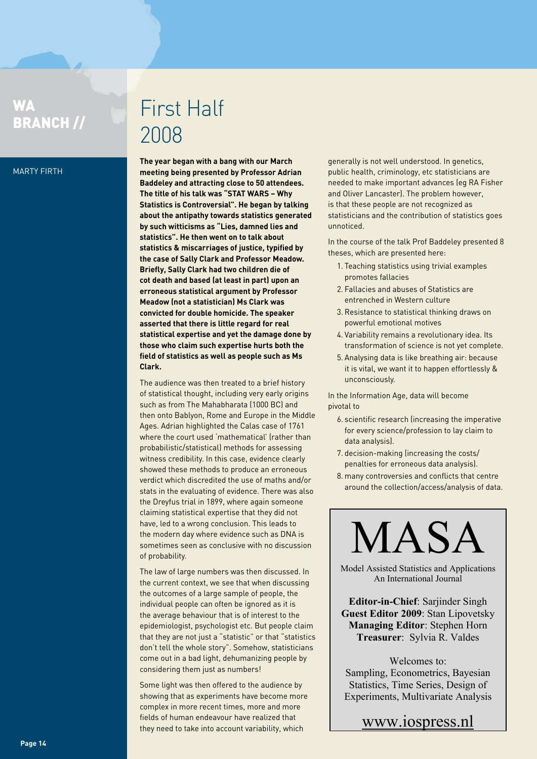WA BRANCH //

MARTY FIRTH

# First Half 2008

**The year began with a bang with our March meeting being presented by Professor Adrian Baddeley and attracting close to 50 attendees. The title of his talk was "STAT WARS – Why Statistics is Controversial". He began by talking about the antipathy towards statistics generated by such witticisms as "Lies, damned lies and statistics". He then went on to talk about statistics & miscarriages of justice, typified by the case of Sally Clark and Professor Meadow. Briefly, Sally Clark had two children die of cot death and based (at least in part) upon an erroneous statistical argument by Professor Meadow (not a statistician) Ms Clark was convicted for double homicide. The speaker asserted that there is little regard for real statistical expertise and yet the damage done by those who claim such expertise hurts both the field of statistics as well as people such as Ms Clark.**

The audience was then treated to a brief history of statistical thought, including very early origins such as from The Mahabharata (1000 BC) and then onto Bablyon, Rome and Europe in the Middle Ages. Adrian highlighted the Calas case of 1761 where the court used 'mathematical' (rather than probabilistic/statistical) methods for assessing witness credibility. In this case, evidence clearly showed these methods to produce an erroneous verdict which discredited the use of maths and/or stats in the evaluating of evidence. There was also the Dreyfus trial in 1899, where again someone claiming statistical expertise that they did not have, led to a wrong conclusion. This leads to the modern day where evidence such as DNA is sometimes seen as conclusive with no discussion of probability.

The law of large numbers was then discussed. In the current context, we see that when discussing the outcomes of a large sample of people, the individual people can often be ignored as it is the average behaviour that is of interest to the epidemiologist, psychologist etc. But people claim that they are not just a "statistic" or that "statistics don't tell the whole story". Somehow, statisticians come out in a bad light, dehumanizing people by considering them just as numbers!

Some light was then offered to the audience by showing that as experiments have become more complex in more recent times, more and more fields of human endeavour have realized that they need to take into account variability, which generally is not well understood. In genetics, public health, criminology, etc statisticians are needed to make important advances (eg RA Fisher and Oliver Lancaster). The problem however, is that these people are not recognized as statisticians and the contribution of statistics goes unnoticed.

In the course of the talk Prof Baddeley presented 8 theses, which are presented here:

1. Teaching statistics using trivial examples promotes fallacies
2. Fallacies and abuses of Statistics are entrenched in Western culture
3. Resistance to statistical thinking draws on powerful emotional motives
4. Variability remains a revolutionary idea. Its transformation of science is not yet complete.
5. Analysing data is like breathing air: because it is vital, we want it to happen effortlessly & unconsciously.

In the Information Age, data will become pivotal to

6. scientific research (increasing the imperative for every science/profession to lay claim to data analysis).
7. decision-making (increasing the costs/penalties for erroneous data analysis).
8. many controversies and conflicts that centre around the collection/access/analysis of data.

MASA

Model Assisted Statistics and Applications
An International Journal

**Editor-in-Chief**: Sarjinder Singh
**Guest Editor 2009**: Stan Lipovetsky
**Managing Editor**: Stephen Horn
**Treasurer**: Sylvia R. Valdes

Welcomes to:
Sampling, Econometrics, Bayesian Statistics, Time Series, Design of Experiments, Multivariate Analysis

www.iospress.nl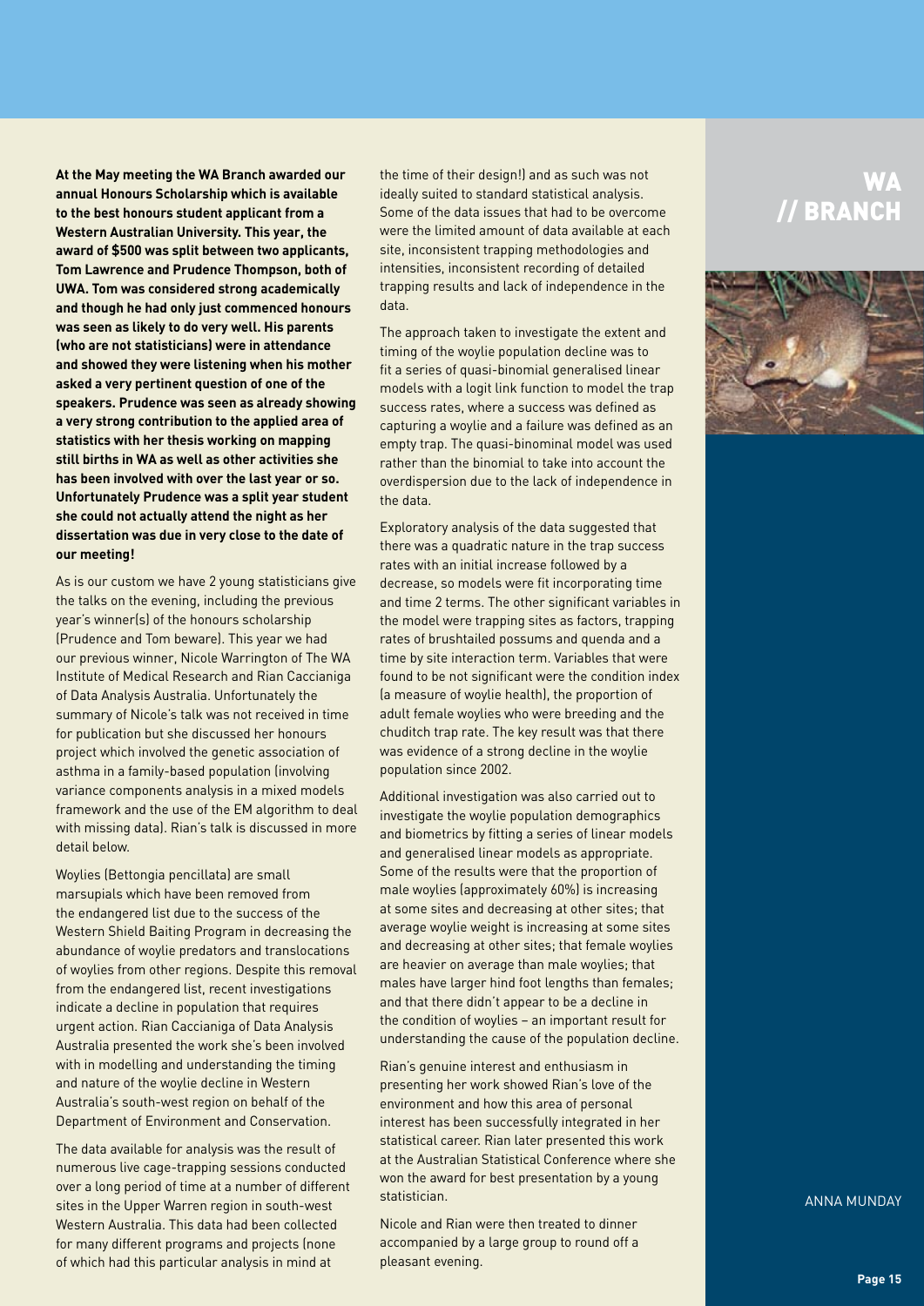**At the May meeting the WA Branch awarded our annual Honours Scholarship which is available to the best honours student applicant from a Western Australian University. This year, the award of $500 was split between two applicants, Tom Lawrence and Prudence Thompson, both of UWA. Tom was considered strong academically and though he had only just commenced honours was seen as likely to do very well. His parents (who are not statisticians) were in attendance and showed they were listening when his mother asked a very pertinent question of one of the speakers. Prudence was seen as already showing a very strong contribution to the applied area of statistics with her thesis working on mapping still births in WA as well as other activities she has been involved with over the last year or so. Unfortunately Prudence was a split year student she could not actually attend the night as her dissertation was due in very close to the date of our meeting!**

As is our custom we have 2 young statisticians give the talks on the evening, including the previous year's winner(s) of the honours scholarship (Prudence and Tom beware). This year we had our previous winner, Nicole Warrington of The WA Institute of Medical Research and Rian Caccianiga of Data Analysis Australia. Unfortunately the summary of Nicole's talk was not received in time for publication but she discussed her honours project which involved the genetic association of asthma in a family-based population (involving variance components analysis in a mixed models framework and the use of the EM algorithm to deal with missing data). Rian's talk is discussed in more detail below.

Woylies (Bettongia pencillata) are small marsupials which have been removed from the endangered list due to the success of the Western Shield Baiting Program in decreasing the abundance of woylie predators and translocations of woylies from other regions. Despite this removal from the endangered list, recent investigations indicate a decline in population that requires urgent action. Rian Caccianiga of Data Analysis Australia presented the work she's been involved with in modelling and understanding the timing and nature of the woylie decline in Western Australia's south-west region on behalf of the Department of Environment and Conservation.

The data available for analysis was the result of numerous live cage-trapping sessions conducted over a long period of time at a number of different sites in the Upper Warren region in south-west Western Australia. This data had been collected for many different programs and projects (none of which had this particular analysis in mind at the time of their design!) and as such was not ideally suited to standard statistical analysis. Some of the data issues that had to be overcome were the limited amount of data available at each site, inconsistent trapping methodologies and intensities, inconsistent recording of detailed trapping results and lack of independence in the data.

The approach taken to investigate the extent and timing of the woylie population decline was to fit a series of quasi-binomial generalised linear models with a logit link function to model the trap success rates, where a success was defined as capturing a woylie and a failure was defined as an empty trap. The quasi-binominal model was used rather than the binomial to take into account the overdispersion due to the lack of independence in the data.

Exploratory analysis of the data suggested that there was a quadratic nature in the trap success rates with an initial increase followed by a decrease, so models were fit incorporating time and time 2 terms. The other significant variables in the model were trapping sites as factors, trapping rates of brushtailed possums and quenda and a time by site interaction term. Variables that were found to be not significant were the condition index (a measure of woylie health), the proportion of adult female woylies who were breeding and the chuditch trap rate. The key result was that there was evidence of a strong decline in the woylie population since 2002.

Additional investigation was also carried out to investigate the woylie population demographics and biometrics by fitting a series of linear models and generalised linear models as appropriate. Some of the results were that the proportion of male woylies (approximately 60%) is increasing at some sites and decreasing at other sites; that average woylie weight is increasing at some sites and decreasing at other sites; that female woylies are heavier on average than male woylies; that males have larger hind foot lengths than females; and that there didn't appear to be a decline in the condition of woylies – an important result for understanding the cause of the population decline.

Rian's genuine interest and enthusiasm in presenting her work showed Rian's love of the environment and how this area of personal interest has been successfully integrated in her statistical career. Rian later presented this work at the Australian Statistical Conference where she won the award for best presentation by a young statistician.

Nicole and Rian were then treated to dinner accompanied by a large group to round off a pleasant evening.

ANNA MUNDAY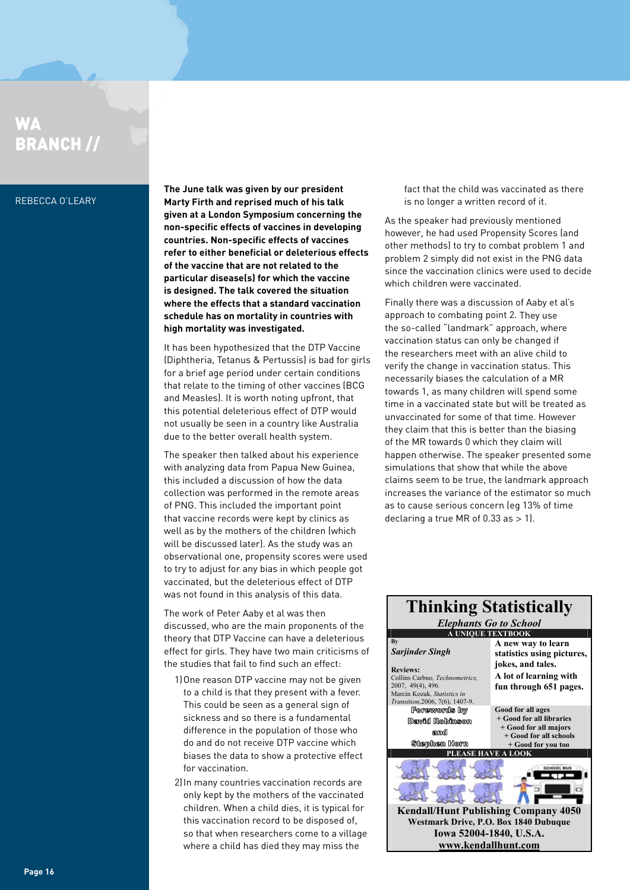# WA BRANCH //

REBECCA O'LEARY

**The June talk was given by our president Marty Firth and reprised much of his talk given at a London Symposium concerning the non-specific effects of vaccines in developing countries. Non-specific effects of vaccines refer to either beneficial or deleterious effects of the vaccine that are not related to the particular disease(s) for which the vaccine is designed. The talk covered the situation where the effects that a standard vaccination schedule has on mortality in countries with high mortality was investigated.**

It has been hypothesized that the DTP Vaccine (Diphtheria, Tetanus & Pertussis) is bad for girls for a brief age period under certain conditions that relate to the timing of other vaccines (BCG and Measles). It is worth noting upfront, that this potential deleterious effect of DTP would not usually be seen in a country like Australia due to the better overall health system.

The speaker then talked about his experience with analyzing data from Papua New Guinea, this included a discussion of how the data collection was performed in the remote areas of PNG. This included the important point that vaccine records were kept by clinics as well as by the mothers of the children (which will be discussed later). As the study was an observational one, propensity scores were used to try to adjust for any bias in which people got vaccinated, but the deleterious effect of DTP was not found in this analysis of this data.

The work of Peter Aaby et al was then discussed, who are the main proponents of the theory that DTP Vaccine can have a deleterious effect for girls. They have two main criticisms of the studies that fail to find such an effect:

1) One reason DTP vaccine may not be given to a child is that they present with a fever. This could be seen as a general sign of sickness and so there is a fundamental difference in the population of those who do and do not receive DTP vaccine which biases the data to show a protective effect for vaccination.
2) In many countries vaccination records are only kept by the mothers of the vaccinated children. When a child dies, it is typical for this vaccination record to be disposed of, so that when researchers come to a village where a child has died they may miss the fact that the child was vaccinated as there is no longer a written record of it.

As the speaker had previously mentioned however, he had used Propensity Scores (and other methods) to try to combat problem 1 and problem 2 simply did not exist in the PNG data since the vaccination clinics were used to decide which children were vaccinated.

Finally there was a discussion of Aaby et al's approach to combating point 2. They use the so-called "landmark" approach, where vaccination status can only be changed if the researchers meet with an alive child to verify the change in vaccination status. This necessarily biases the calculation of a MR towards 1, as many children will spend some time in a vaccinated state but will be treated as unvaccinated for some of that time. However they claim that this is better than the biasing of the MR towards 0 which they claim will happen otherwise. The speaker presented some simulations that show that while the above claims seem to be true, the landmark approach increases the variance of the estimator so much as to cause serious concern (eg 13% of time declaring a true MR of 0.33 as > 1).

**Thinking Statistically**

*Elephants Go to School*

A UNIQUE TEXTBOOK

By *Sarjinder Singh*

A new way to learn statistics using pictures, jokes, and tales.

A lot of learning with fun through 651 pages.

Reviews:
Collins Carbno, *Technometrics*, 2007, 49(4), 496.
Marcin Kozak, *Statistics in Transition*, 2006, 7(6), 1407-9.

Forewords by David Robinson and Stephen Horn

Good for all ages
+ Good for all libraries
+ Good for all majors
+ Good for all schools
+ Good for you too

PLEASE HAVE A LOOK

SCHOOL BUS

**Kendall/Hunt Publishing Company 4050 Westmark Drive, P.O. Box 1840 Dubuque Iowa 52004-1840, U.S.A.**
**www.kendallhunt.com**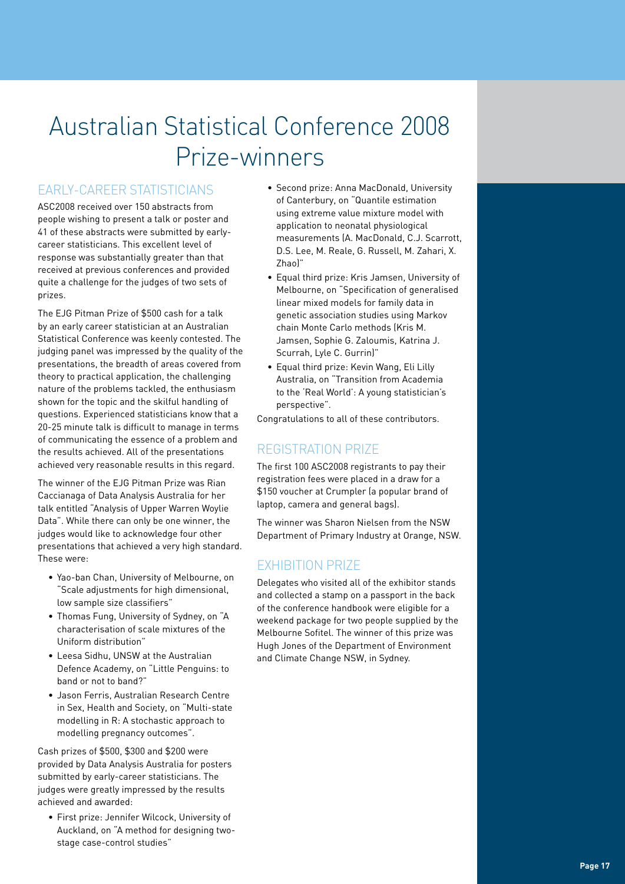# Australian Statistical Conference 2008 Prize-winners

## EARLY-CAREER STATISTICIANS

ASC2008 received over 150 abstracts from people wishing to present a talk or poster and 41 of these abstracts were submitted by early-career statisticians. This excellent level of response was substantially greater than that received at previous conferences and provided quite a challenge for the judges of two sets of prizes.

The EJG Pitman Prize of $500 cash for a talk by an early career statistician at an Australian Statistical Conference was keenly contested. The judging panel was impressed by the quality of the presentations, the breadth of areas covered from theory to practical application, the challenging nature of the problems tackled, the enthusiasm shown for the topic and the skilful handling of questions. Experienced statisticians know that a 20-25 minute talk is difficult to manage in terms of communicating the essence of a problem and the results achieved. All of the presentations achieved very reasonable results in this regard.

The winner of the EJG Pitman Prize was Rian Caccianaga of Data Analysis Australia for her talk entitled "Analysis of Upper Warren Woylie Data". While there can only be one winner, the judges would like to acknowledge four other presentations that achieved a very high standard. These were:

- Yao-ban Chan, University of Melbourne, on "Scale adjustments for high dimensional, low sample size classifiers"
- Thomas Fung, University of Sydney, on "A characterisation of scale mixtures of the Uniform distribution"
- Leesa Sidhu, UNSW at the Australian Defence Academy, on "Little Penguins: to band or not to band?"
- Jason Ferris, Australian Research Centre in Sex, Health and Society, on "Multi-state modelling in R: A stochastic approach to modelling pregnancy outcomes".

Cash prizes of $500, $300 and $200 were provided by Data Analysis Australia for posters submitted by early-career statisticians. The judges were greatly impressed by the results achieved and awarded:

- First prize: Jennifer Wilcock, University of Auckland, on "A method for designing two-stage case-control studies"
- Second prize: Anna MacDonald, University of Canterbury, on "Quantile estimation using extreme value mixture model with application to neonatal physiological measurements (A. MacDonald, C.J. Scarrott, D.S. Lee, M. Reale, G. Russell, M. Zahari, X. Zhao)"
- Equal third prize: Kris Jamsen, University of Melbourne, on "Specification of generalised linear mixed models for family data in genetic association studies using Markov chain Monte Carlo methods (Kris M. Jamsen, Sophie G. Zaloumis, Katrina J. Scurrah, Lyle C. Gurrin)"
- Equal third prize: Kevin Wang, Eli Lilly Australia, on "Transition from Academia to the 'Real World': A young statistician's perspective".

Congratulations to all of these contributors.

## REGISTRATION PRIZE

The first 100 ASC2008 registrants to pay their registration fees were placed in a draw for a $150 voucher at Crumpler (a popular brand of laptop, camera and general bags).

The winner was Sharon Nielsen from the NSW Department of Primary Industry at Orange, NSW.

## EXHIBITION PRIZE

Delegates who visited all of the exhibitor stands and collected a stamp on a passport in the back of the conference handbook were eligible for a weekend package for two people supplied by the Melbourne Sofitel. The winner of this prize was Hugh Jones of the Department of Environment and Climate Change NSW, in Sydney.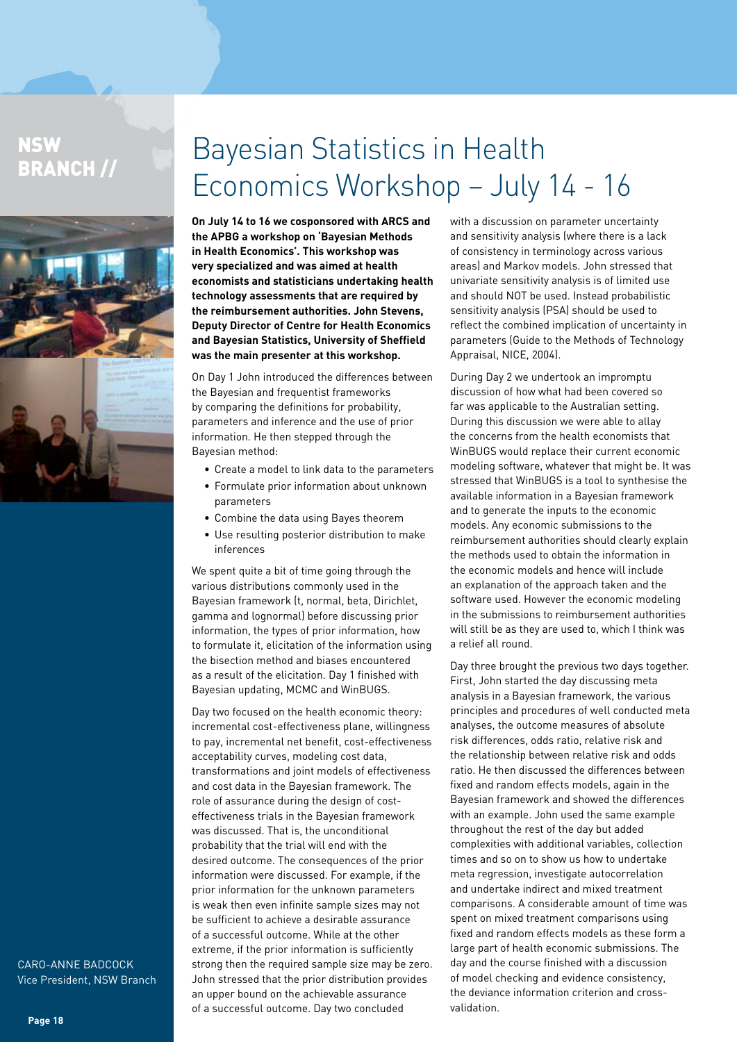NSW BRANCH //

# Bayesian Statistics in Health Economics Workshop – July 14 - 16

**On July 14 to 16 we cosponsored with ARCS and the APBG a workshop on 'Bayesian Methods in Health Economics'. This workshop was very specialized and was aimed at health economists and statisticians undertaking health technology assessments that are required by the reimbursement authorities. John Stevens, Deputy Director of Centre for Health Economics and Bayesian Statistics, University of Sheffield was the main presenter at this workshop.**

On Day 1 John introduced the differences between the Bayesian and frequentist frameworks by comparing the definitions for probability, parameters and inference and the use of prior information. He then stepped through the Bayesian method:

- Create a model to link data to the parameters
- Formulate prior information about unknown parameters
- Combine the data using Bayes theorem
- Use resulting posterior distribution to make inferences

We spent quite a bit of time going through the various distributions commonly used in the Bayesian framework (t, normal, beta, Dirichlet, gamma and lognormal) before discussing prior information, the types of prior information, how to formulate it, elicitation of the information using the bisection method and biases encountered as a result of the elicitation. Day 1 finished with Bayesian updating, MCMC and WinBUGS.

Day two focused on the health economic theory: incremental cost-effectiveness plane, willingness to pay, incremental net benefit, cost-effectiveness acceptability curves, modeling cost data, transformations and joint models of effectiveness and cost data in the Bayesian framework. The role of assurance during the design of cost-effectiveness trials in the Bayesian framework was discussed. That is, the unconditional probability that the trial will end with the desired outcome. The consequences of the prior information were discussed. For example, if the prior information for the unknown parameters is weak then even infinite sample sizes may not be sufficient to achieve a desirable assurance of a successful outcome. While at the other extreme, if the prior information is sufficiently strong then the required sample size may be zero. John stressed that the prior distribution provides an upper bound on the achievable assurance of a successful outcome. Day two concluded with a discussion on parameter uncertainty and sensitivity analysis (where there is a lack of consistency in terminology across various areas) and Markov models. John stressed that univariate sensitivity analysis is of limited use and should NOT be used. Instead probabilistic sensitivity analysis (PSA) should be used to reflect the combined implication of uncertainty in parameters (Guide to the Methods of Technology Appraisal, NICE, 2004).

During Day 2 we undertook an impromptu discussion of how what had been covered so far was applicable to the Australian setting. During this discussion we were able to allay the concerns from the health economists that WinBUGS would replace their current economic modeling software, whatever that might be. It was stressed that WinBUGS is a tool to synthesise the available information in a Bayesian framework and to generate the inputs to the economic models. Any economic submissions to the reimbursement authorities should clearly explain the methods used to obtain the information in the economic models and hence will include an explanation of the approach taken and the software used. However the economic modeling in the submissions to reimbursement authorities will still be as they are used to, which I think was a relief all round.

Day three brought the previous two days together. First, John started the day discussing meta analysis in a Bayesian framework, the various principles and procedures of well conducted meta analyses, the outcome measures of absolute risk differences, odds ratio, relative risk and the relationship between relative risk and odds ratio. He then discussed the differences between fixed and random effects models, again in the Bayesian framework and showed the differences with an example. John used the same example throughout the rest of the day but added complexities with additional variables, collection times and so on to show us how to undertake meta regression, investigate autocorrelation and undertake indirect and mixed treatment comparisons. A considerable amount of time was spent on mixed treatment comparisons using fixed and random effects models as these form a large part of health economic submissions. The day and the course finished with a discussion of model checking and evidence consistency, the deviance information criterion and cross-validation.

CARO-ANNE BADCOCK
Vice President, NSW Branch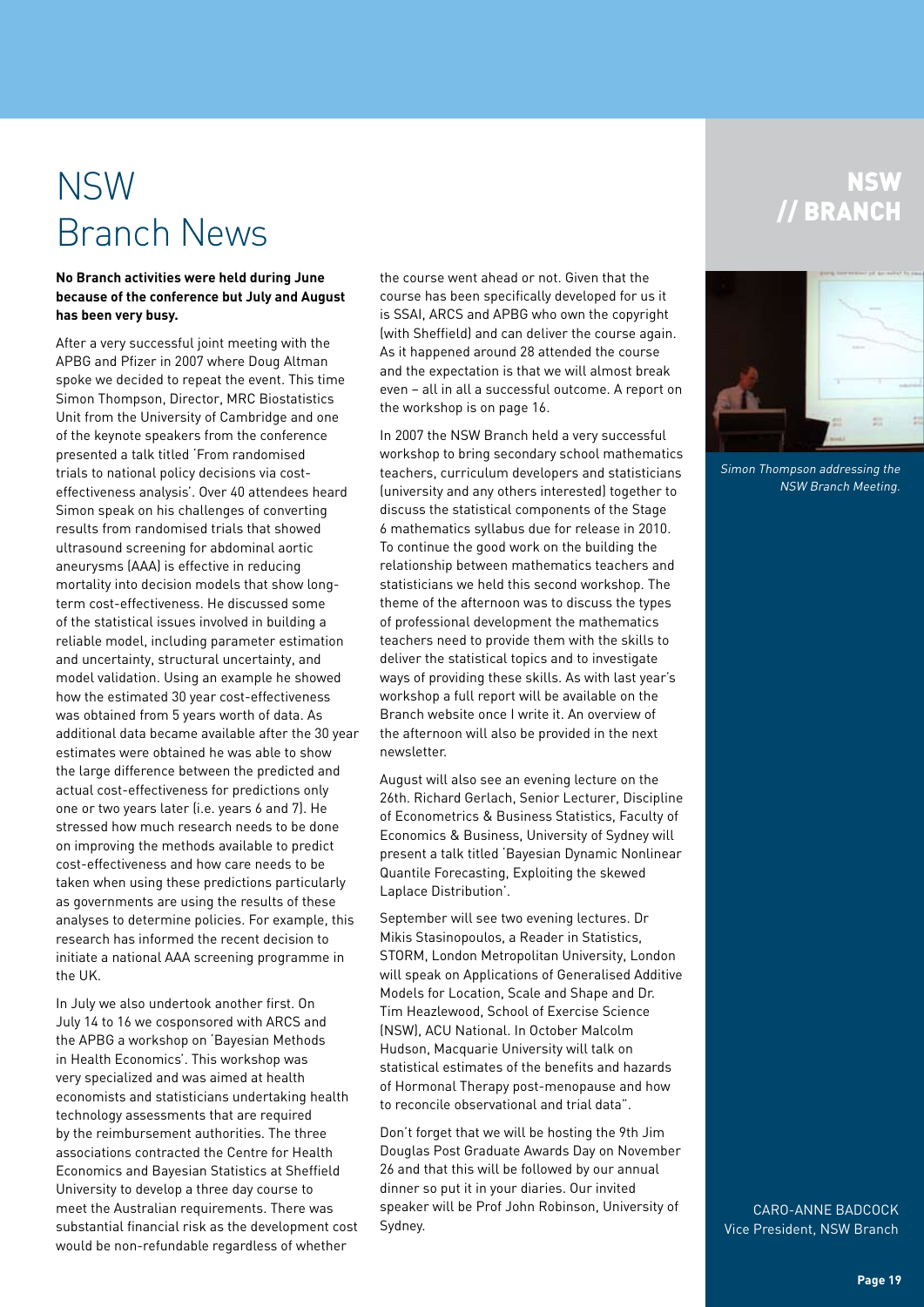# NSW Branch News

**No Branch activities were held during June because of the conference but July and August has been very busy.**

After a very successful joint meeting with the APBG and Pfizer in 2007 where Doug Altman spoke we decided to repeat the event. This time Simon Thompson, Director, MRC Biostatistics Unit from the University of Cambridge and one of the keynote speakers from the conference presented a talk titled 'From randomised trials to national policy decisions via cost-effectiveness analysis'. Over 40 attendees heard Simon speak on his challenges of converting results from randomised trials that showed ultrasound screening for abdominal aortic aneurysms (AAA) is effective in reducing mortality into decision models that show long-term cost-effectiveness. He discussed some of the statistical issues involved in building a reliable model, including parameter estimation and uncertainty, structural uncertainty, and model validation. Using an example he showed how the estimated 30 year cost-effectiveness was obtained from 5 years worth of data. As additional data became available after the 30 year estimates were obtained he was able to show the large difference between the predicted and actual cost-effectiveness for predictions only one or two years later (i.e. years 6 and 7). He stressed how much research needs to be done on improving the methods available to predict cost-effectiveness and how care needs to be taken when using these predictions particularly as governments are using the results of these analyses to determine policies. For example, this research has informed the recent decision to initiate a national AAA screening programme in the UK.

In July we also undertook another first. On July 14 to 16 we cosponsored with ARCS and the APBG a workshop on 'Bayesian Methods in Health Economics'. This workshop was very specialized and was aimed at health economists and statisticians undertaking health technology assessments that are required by the reimbursement authorities. The three associations contracted the Centre for Health Economics and Bayesian Statistics at Sheffield University to develop a three day course to meet the Australian requirements. There was substantial financial risk as the development cost would be non-refundable regardless of whether the course went ahead or not. Given that the course has been specifically developed for us it is SSAI, ARCS and APBG who own the copyright (with Sheffield) and can deliver the course again. As it happened around 28 attended the course and the expectation is that we will almost break even – all in all a successful outcome. A report on the workshop is on page 16.

In 2007 the NSW Branch held a very successful workshop to bring secondary school mathematics teachers, curriculum developers and statisticians (university and any others interested) together to discuss the statistical components of the Stage 6 mathematics syllabus due for release in 2010. To continue the good work on the building the relationship between mathematics teachers and statisticians we held this second workshop. The theme of the afternoon was to discuss the types of professional development the mathematics teachers need to provide them with the skills to deliver the statistical topics and to investigate ways of providing these skills. As with last year's workshop a full report will be available on the Branch website once I write it. An overview of the afternoon will also be provided in the next newsletter.

August will also see an evening lecture on the 26th. Richard Gerlach, Senior Lecturer, Discipline of Econometrics & Business Statistics, Faculty of Economics & Business, University of Sydney will present a talk titled 'Bayesian Dynamic Nonlinear Quantile Forecasting, Exploiting the skewed Laplace Distribution'.

September will see two evening lectures. Dr Mikis Stasinopoulos, a Reader in Statistics, STORM, London Metropolitan University, London will speak on Applications of Generalised Additive Models for Location, Scale and Shape and Dr. Tim Heazlewood, School of Exercise Science (NSW), ACU National. In October Malcolm Hudson, Macquarie University will talk on statistical estimates of the benefits and hazards of Hormonal Therapy post-menopause and how to reconcile observational and trial data".

Don't forget that we will be hosting the 9th Jim Douglas Post Graduate Awards Day on November 26 and that this will be followed by our annual dinner so put it in your diaries. Our invited speaker will be Prof John Robinson, University of Sydney.

*Simon Thompson addressing the NSW Branch Meeting.*

CARO-ANNE BADCOCK
Vice President, NSW Branch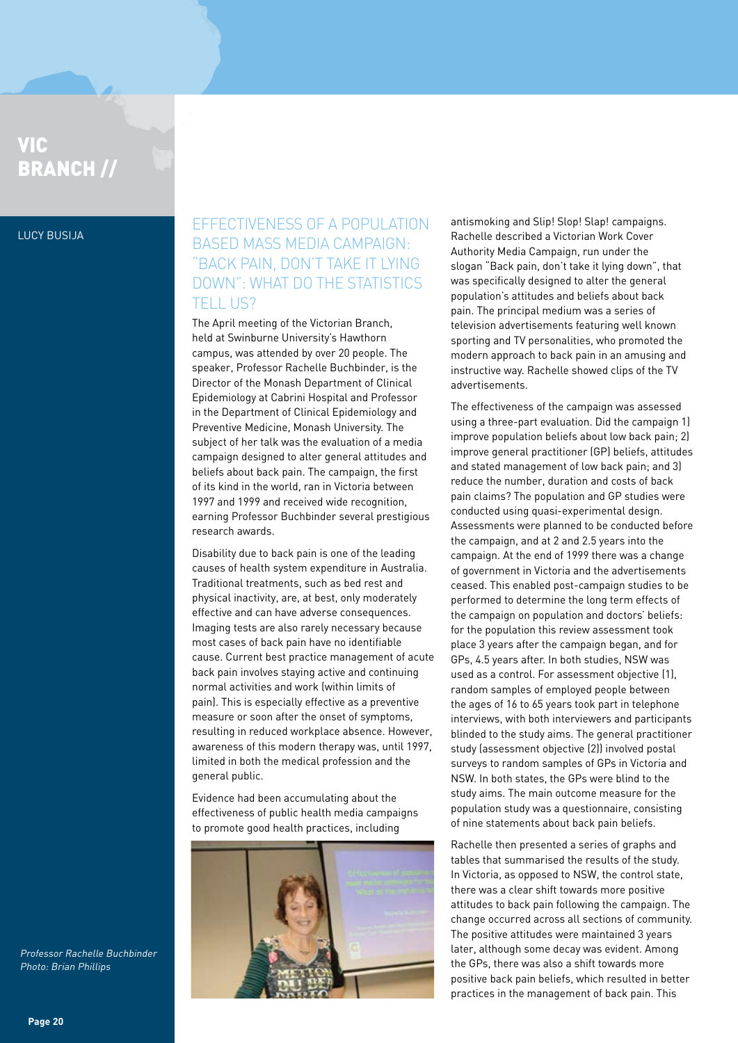# VIC BRANCH //

LUCY BUSIJA

## EFFECTIVENESS OF A POPULATION BASED MASS MEDIA CAMPAIGN: "BACK PAIN, DON'T TAKE IT LYING DOWN": WHAT DO THE STATISTICS TELL US?

The April meeting of the Victorian Branch, held at Swinburne University's Hawthorn campus, was attended by over 20 people. The speaker, Professor Rachelle Buchbinder, is the Director of the Monash Department of Clinical Epidemiology at Cabrini Hospital and Professor in the Department of Clinical Epidemiology and Preventive Medicine, Monash University. The subject of her talk was the evaluation of a media campaign designed to alter general attitudes and beliefs about back pain. The campaign, the first of its kind in the world, ran in Victoria between 1997 and 1999 and received wide recognition, earning Professor Buchbinder several prestigious research awards.

Disability due to back pain is one of the leading causes of health system expenditure in Australia. Traditional treatments, such as bed rest and physical inactivity, are, at best, only moderately effective and can have adverse consequences. Imaging tests are also rarely necessary because most cases of back pain have no identifiable cause. Current best practice management of acute back pain involves staying active and continuing normal activities and work (within limits of pain). This is especially effective as a preventive measure or soon after the onset of symptoms, resulting in reduced workplace absence. However, awareness of this modern therapy was, until 1997, limited in both the medical profession and the general public.

Evidence had been accumulating about the effectiveness of public health media campaigns to promote good health practices, including antismoking and Slip! Slop! Slap! campaigns. Rachelle described a Victorian Work Cover Authority Media Campaign, run under the slogan "Back pain, don't take it lying down", that was specifically designed to alter the general population's attitudes and beliefs about back pain. The principal medium was a series of television advertisements featuring well known sporting and TV personalities, who promoted the modern approach to back pain in an amusing and instructive way. Rachelle showed clips of the TV advertisements.

*Professor Rachelle Buchbinder*
*Photo: Brian Phillips*

The effectiveness of the campaign was assessed using a three-part evaluation. Did the campaign 1) improve population beliefs about low back pain; 2) improve general practitioner (GP) beliefs, attitudes and stated management of low back pain; and 3) reduce the number, duration and costs of back pain claims? The population and GP studies were conducted using quasi-experimental design. Assessments were planned to be conducted before the campaign, and at 2 and 2.5 years into the campaign. At the end of 1999 there was a change of government in Victoria and the advertisements ceased. This enabled post-campaign studies to be performed to determine the long term effects of the campaign on population and doctors' beliefs: for the population this review assessment took place 3 years after the campaign began, and for GPs, 4.5 years after. In both studies, NSW was used as a control. For assessment objective (1), random samples of employed people between the ages of 16 to 65 years took part in telephone interviews, with both interviewers and participants blinded to the study aims. The general practitioner study (assessment objective (2)) involved postal surveys to random samples of GPs in Victoria and NSW. In both states, the GPs were blind to the study aims. The main outcome measure for the population study was a questionnaire, consisting of nine statements about back pain beliefs.

Rachelle then presented a series of graphs and tables that summarised the results of the study. In Victoria, as opposed to NSW, the control state, there was a clear shift towards more positive attitudes to back pain following the campaign. The change occurred across all sections of community. The positive attitudes were maintained 3 years later, although some decay was evident. Among the GPs, there was also a shift towards more positive back pain beliefs, which resulted in better practices in the management of back pain. This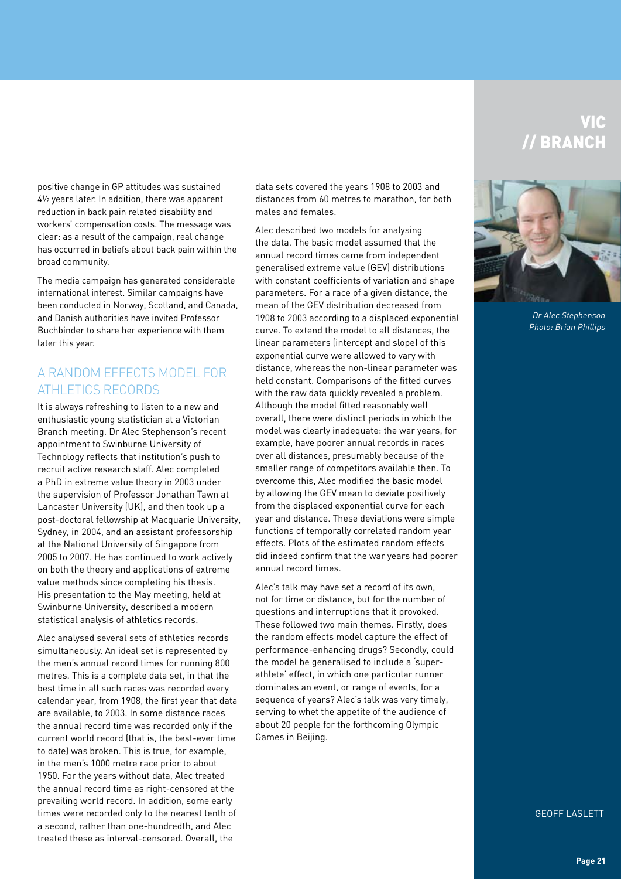## VIC // BRANCH

positive change in GP attitudes was sustained 4½ years later. In addition, there was apparent reduction in back pain related disability and workers' compensation costs. The message was clear: as a result of the campaign, real change has occurred in beliefs about back pain within the broad community.

The media campaign has generated considerable international interest. Similar campaigns have been conducted in Norway, Scotland, and Canada, and Danish authorities have invited Professor Buchbinder to share her experience with them later this year.

## A RANDOM EFFECTS MODEL FOR ATHLETICS RECORDS

It is always refreshing to listen to a new and enthusiastic young statistician at a Victorian Branch meeting. Dr Alec Stephenson's recent appointment to Swinburne University of Technology reflects that institution's push to recruit active research staff. Alec completed a PhD in extreme value theory in 2003 under the supervision of Professor Jonathan Tawn at Lancaster University (UK), and then took up a post-doctoral fellowship at Macquarie University, Sydney, in 2004, and an assistant professorship at the National University of Singapore from 2005 to 2007. He has continued to work actively on both the theory and applications of extreme value methods since completing his thesis. His presentation to the May meeting, held at Swinburne University, described a modern statistical analysis of athletics records.

Alec analysed several sets of athletics records simultaneously. An ideal set is represented by the men's annual record times for running 800 metres. This is a complete data set, in that the best time in all such races was recorded every calendar year, from 1908, the first year that data are available, to 2003. In some distance races the annual record time was recorded only if the current world record (that is, the best-ever time to date) was broken. This is true, for example, in the men's 1000 metre race prior to about 1950. For the years without data, Alec treated the annual record time as right-censored at the prevailing world record. In addition, some early times were recorded only to the nearest tenth of a second, rather than one-hundredth, and Alec treated these as interval-censored. Overall, the data sets covered the years 1908 to 2003 and distances from 60 metres to marathon, for both males and females.

Alec described two models for analysing the data. The basic model assumed that the annual record times came from independent generalised extreme value (GEV) distributions with constant coefficients of variation and shape parameters. For a race of a given distance, the mean of the GEV distribution decreased from 1908 to 2003 according to a displaced exponential curve. To extend the model to all distances, the linear parameters (intercept and slope) of this exponential curve were allowed to vary with distance, whereas the non-linear parameter was held constant. Comparisons of the fitted curves with the raw data quickly revealed a problem. Although the model fitted reasonably well overall, there were distinct periods in which the model was clearly inadequate: the war years, for example, have poorer annual records in races over all distances, presumably because of the smaller range of competitors available then. To overcome this, Alec modified the basic model by allowing the GEV mean to deviate positively from the displaced exponential curve for each year and distance. These deviations were simple functions of temporally correlated random year effects. Plots of the estimated random effects did indeed confirm that the war years had poorer annual record times.

Alec's talk may have set a record of its own, not for time or distance, but for the number of questions and interruptions that it provoked. These followed two main themes. Firstly, does the random effects model capture the effect of performance-enhancing drugs? Secondly, could the model be generalised to include a 'super-athlete' effect, in which one particular runner dominates an event, or range of events, for a sequence of years? Alec's talk was very timely, serving to whet the appetite of the audience of about 20 people for the forthcoming Olympic Games in Beijing.

*Dr Alec Stephenson*
*Photo: Brian Phillips*

GEOFF LASLETT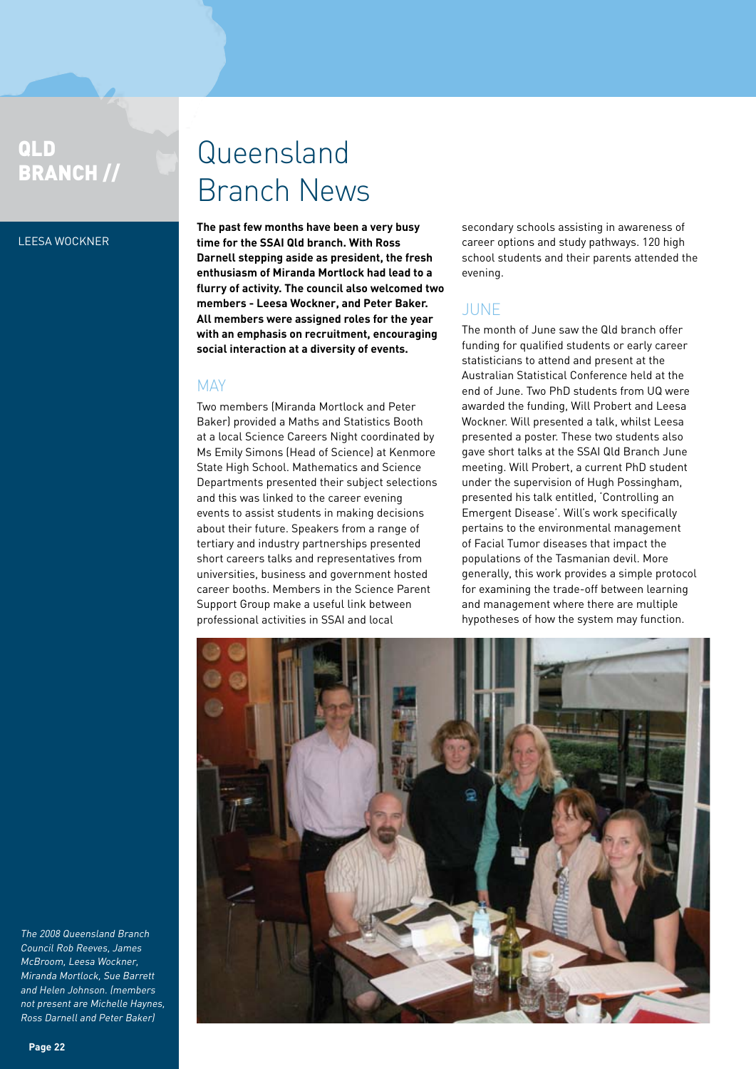QLD BRANCH //

LEESA WOCKNER

# Queensland Branch News

**The past few months have been a very busy time for the SSAI Qld branch. With Ross Darnell stepping aside as president, the fresh enthusiasm of Miranda Mortlock had lead to a flurry of activity. The council also welcomed two members - Leesa Wockner, and Peter Baker. All members were assigned roles for the year with an emphasis on recruitment, encouraging social interaction at a diversity of events.**

## MAY

Two members (Miranda Mortlock and Peter Baker) provided a Maths and Statistics Booth at a local Science Careers Night coordinated by Ms Emily Simons (Head of Science) at Kenmore State High School. Mathematics and Science Departments presented their subject selections and this was linked to the career evening events to assist students in making decisions about their future. Speakers from a range of tertiary and industry partnerships presented short careers talks and representatives from universities, business and government hosted career booths. Members in the Science Parent Support Group make a useful link between professional activities in SSAI and local secondary schools assisting in awareness of career options and study pathways. 120 high school students and their parents attended the evening.

## JUNE

The month of June saw the Qld branch offer funding for qualified students or early career statisticians to attend and present at the Australian Statistical Conference held at the end of June. Two PhD students from UQ were awarded the funding, Will Probert and Leesa Wockner. Will presented a talk, whilst Leesa presented a poster. These two students also gave short talks at the SSAI Qld Branch June meeting. Will Probert, a current PhD student under the supervision of Hugh Possingham, presented his talk entitled, 'Controlling an Emergent Disease'. Will's work specifically pertains to the environmental management of Facial Tumor diseases that impact the populations of the Tasmanian devil. More generally, this work provides a simple protocol for examining the trade-off between learning and management where there are multiple hypotheses of how the system may function.

*The 2008 Queensland Branch Council Rob Reeves, James McBroom, Leesa Wockner, Miranda Mortlock, Sue Barrett and Helen Johnson. (members not present are Michelle Haynes, Ross Darnell and Peter Baker)*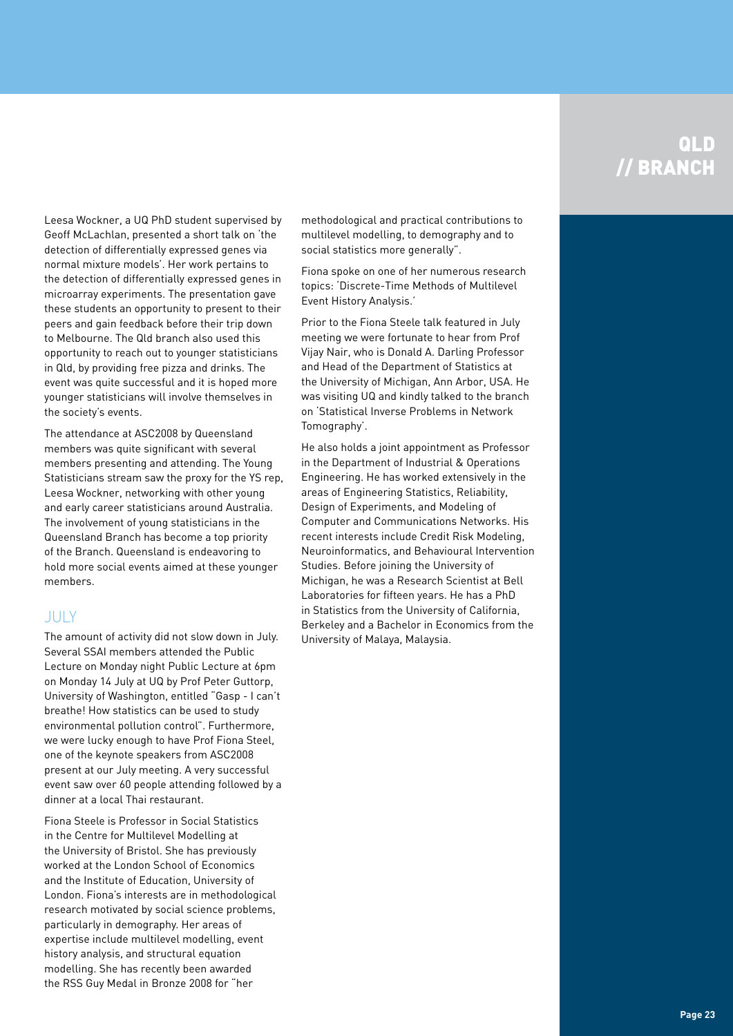Leesa Wockner, a UQ PhD student supervised by Geoff McLachlan, presented a short talk on 'the detection of differentially expressed genes via normal mixture models'. Her work pertains to the detection of differentially expressed genes in microarray experiments. The presentation gave these students an opportunity to present to their peers and gain feedback before their trip down to Melbourne. The Qld branch also used this opportunity to reach out to younger statisticians in Qld, by providing free pizza and drinks. The event was quite successful and it is hoped more younger statisticians will involve themselves in the society's events.

The attendance at ASC2008 by Queensland members was quite significant with several members presenting and attending. The Young Statisticians stream saw the proxy for the YS rep, Leesa Wockner, networking with other young and early career statisticians around Australia. The involvement of young statisticians in the Queensland Branch has become a top priority of the Branch. Queensland is endeavoring to hold more social events aimed at these younger members.

## JULY

The amount of activity did not slow down in July. Several SSAI members attended the Public Lecture on Monday night Public Lecture at 6pm on Monday 14 July at UQ by Prof Peter Guttorp, University of Washington, entitled "Gasp - I can't breathe! How statistics can be used to study environmental pollution control". Furthermore, we were lucky enough to have Prof Fiona Steel, one of the keynote speakers from ASC2008 present at our July meeting. A very successful event saw over 60 people attending followed by a dinner at a local Thai restaurant.

Fiona Steele is Professor in Social Statistics in the Centre for Multilevel Modelling at the University of Bristol. She has previously worked at the London School of Economics and the Institute of Education, University of London. Fiona's interests are in methodological research motivated by social science problems, particularly in demography. Her areas of expertise include multilevel modelling, event history analysis, and structural equation modelling. She has recently been awarded the RSS Guy Medal in Bronze 2008 for "her methodological and practical contributions to multilevel modelling, to demography and to social statistics more generally".

Fiona spoke on one of her numerous research topics: 'Discrete-Time Methods of Multilevel Event History Analysis.'

Prior to the Fiona Steele talk featured in July meeting we were fortunate to hear from Prof Vijay Nair, who is Donald A. Darling Professor and Head of the Department of Statistics at the University of Michigan, Ann Arbor, USA. He was visiting UQ and kindly talked to the branch on 'Statistical Inverse Problems in Network Tomography'.

He also holds a joint appointment as Professor in the Department of Industrial & Operations Engineering. He has worked extensively in the areas of Engineering Statistics, Reliability, Design of Experiments, and Modeling of Computer and Communications Networks. His recent interests include Credit Risk Modeling, Neuroinformatics, and Behavioural Intervention Studies. Before joining the University of Michigan, he was a Research Scientist at Bell Laboratories for fifteen years. He has a PhD in Statistics from the University of California, Berkeley and a Bachelor in Economics from the University of Malaya, Malaysia.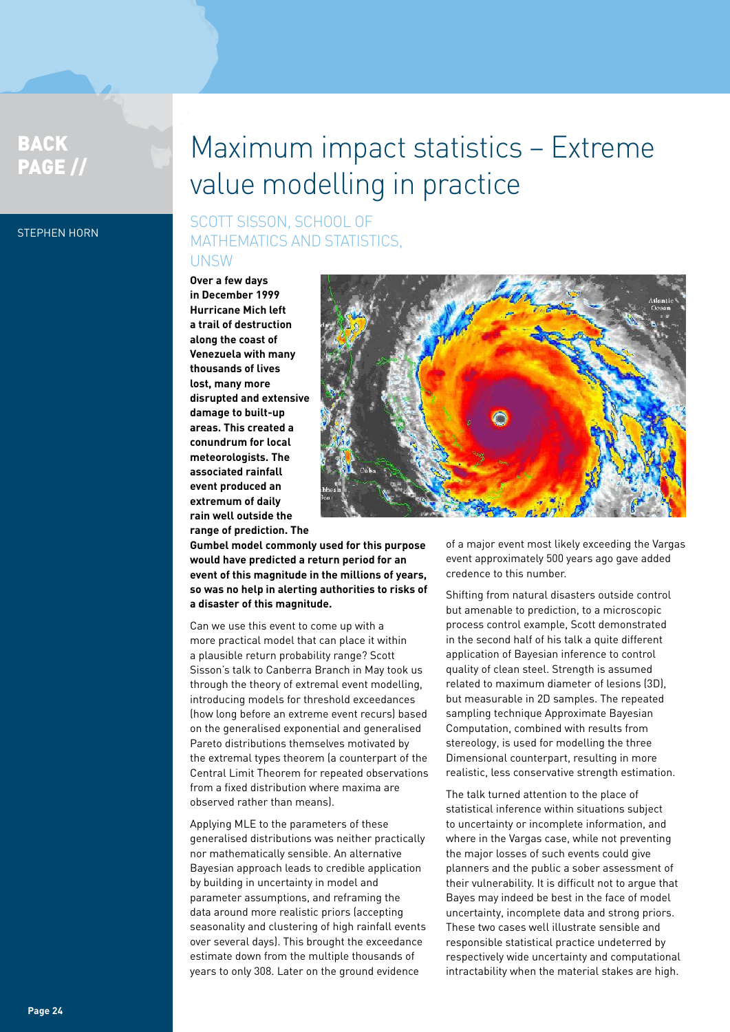BACK PAGE //

STEPHEN HORN

# Maximum impact statistics – Extreme value modelling in practice

## SCOTT SISSON, SCHOOL OF MATHEMATICS AND STATISTICS, UNSW

**Over a few days in December 1999 Hurricane Mich left a trail of destruction along the coast of Venezuela with many thousands of lives lost, many more disrupted and extensive damage to built-up areas. This created a conundrum for local meteorologists. The associated rainfall event produced an extremum of daily rain well outside the range of prediction. The Gumbel model commonly used for this purpose would have predicted a return period for an event of this magnitude in the millions of years, so was no help in alerting authorities to risks of a disaster of this magnitude.**

Can we use this event to come up with a more practical model that can place it within a plausible return probability range? Scott Sisson's talk to Canberra Branch in May took us through the theory of extremal event modelling, introducing models for threshold exceedances (how long before an extreme event recurs) based on the generalised exponential and generalised Pareto distributions themselves motivated by the extremal types theorem (a counterpart of the Central Limit Theorem for repeated observations from a fixed distribution where maxima are observed rather than means).

Applying MLE to the parameters of these generalised distributions was neither practically nor mathematically sensible. An alternative Bayesian approach leads to credible application by building in uncertainty in model and parameter assumptions, and reframing the data around more realistic priors (accepting seasonality and clustering of high rainfall events over several days). This brought the exceedance estimate down from the multiple thousands of years to only 308. Later on the ground evidence of a major event most likely exceeding the Vargas event approximately 500 years ago gave added credence to this number.

Shifting from natural disasters outside control but amenable to prediction, to a microscopic process control example, Scott demonstrated in the second half of his talk a quite different application of Bayesian inference to control quality of clean steel. Strength is assumed related to maximum diameter of lesions (3D), but measurable in 2D samples. The repeated sampling technique Approximate Bayesian Computation, combined with results from stereology, is used for modelling the three Dimensional counterpart, resulting in more realistic, less conservative strength estimation.

The talk turned attention to the place of statistical inference within situations subject to uncertainty or incomplete information, and where in the Vargas case, while not preventing the major losses of such events could give planners and the public a sober assessment of their vulnerability. It is difficult not to argue that Bayes may indeed be best in the face of model uncertainty, incomplete data and strong priors. These two cases well illustrate sensible and responsible statistical practice undeterred by respectively wide uncertainty and computational intractability when the material stakes are high.